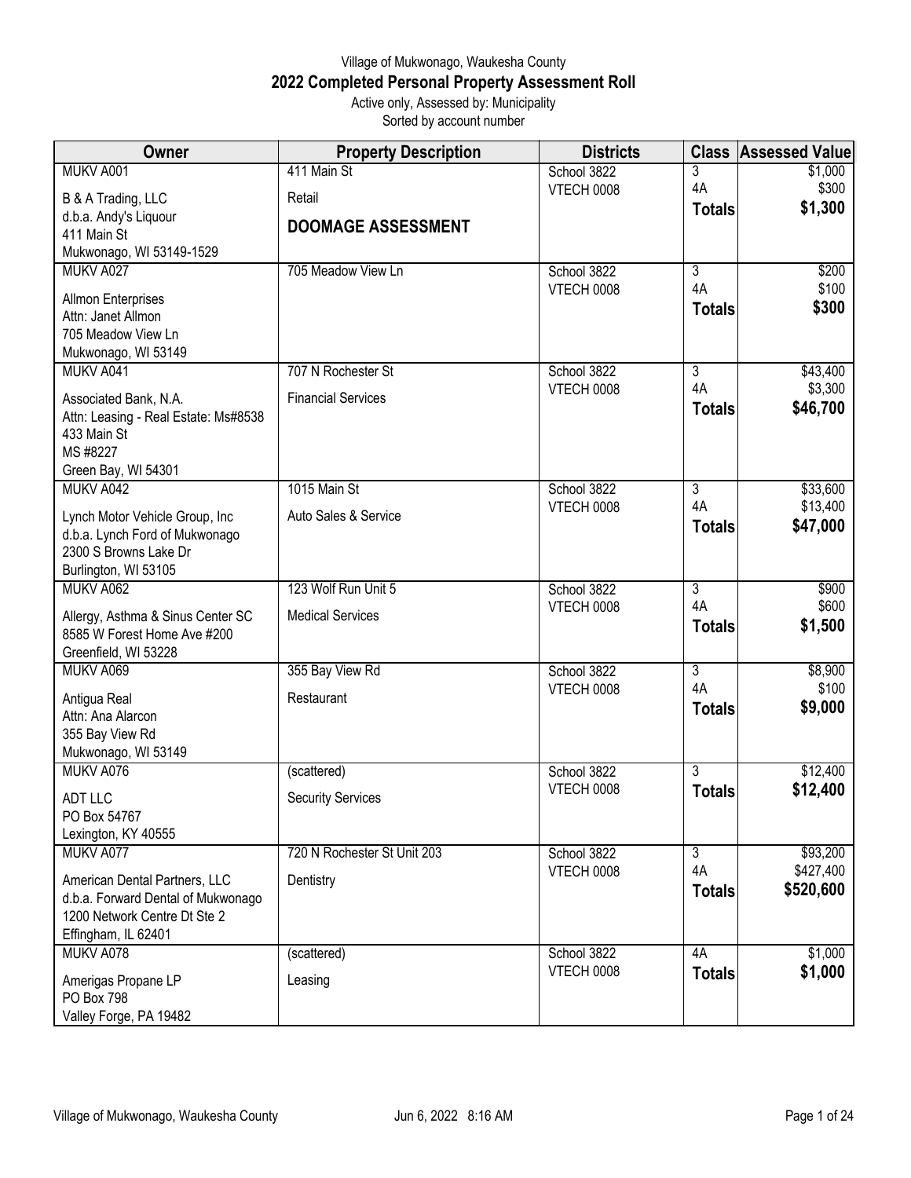Village of Mukwonago, Waukesha County

# 2022 Completed Personal Property Assessment Roll

Active only, Assessed by: Municipality

Sorted by account number

| Owner | Property Description | Districts | Class | Assessed Value |
|---|---|---|---|---|
| MUKV A001<br>B & A Trading, LLC<br>d.b.a. Andy's Liquour<br>411 Main St<br>Mukwonago, WI 53149-1529 | 411 Main St<br>Retail<br>**DOOMAGE ASSESSMENT** | School 3822<br>VTECH 0008 | 3<br>4A<br>**Totals** | $1,000<br>$300<br>**$1,300** |
| MUKV A027<br>Allmon Enterprises<br>Attn: Janet Allmon<br>705 Meadow View Ln<br>Mukwonago, WI 53149 | 705 Meadow View Ln | School 3822<br>VTECH 0008 | 3<br>4A<br>**Totals** | $200<br>$100<br>**$300** |
| MUKV A041<br>Associated Bank, N.A.<br>Attn: Leasing - Real Estate: Ms#8538<br>433 Main St<br>MS #8227<br>Green Bay, WI 54301 | 707 N Rochester St<br>Financial Services | School 3822<br>VTECH 0008 | 3<br>4A<br>**Totals** | $43,400<br>$3,300<br>**$46,700** |
| MUKV A042<br>Lynch Motor Vehicle Group, Inc<br>d.b.a. Lynch Ford of Mukwonago<br>2300 S Browns Lake Dr<br>Burlington, WI 53105 | 1015 Main St<br>Auto Sales & Service | School 3822<br>VTECH 0008 | 3<br>4A<br>**Totals** | $33,600<br>$13,400<br>**$47,000** |
| MUKV A062<br>Allergy, Asthma & Sinus Center SC<br>8585 W Forest Home Ave #200<br>Greenfield, WI 53228 | 123 Wolf Run Unit 5<br>Medical Services | School 3822<br>VTECH 0008 | 3<br>4A<br>**Totals** | $900<br>$600<br>**$1,500** |
| MUKV A069<br>Antigua Real<br>Attn: Ana Alarcon<br>355 Bay View Rd<br>Mukwonago, WI 53149 | 355 Bay View Rd<br>Restaurant | School 3822<br>VTECH 0008 | 3<br>4A<br>**Totals** | $8,900<br>$100<br>**$9,000** |
| MUKV A076<br>ADT LLC<br>PO Box 54767<br>Lexington, KY 40555 | (scattered)<br>Security Services | School 3822<br>VTECH 0008 | 3<br>**Totals** | $12,400<br>**$12,400** |
| MUKV A077<br>American Dental Partners, LLC<br>d.b.a. Forward Dental of Mukwonago<br>1200 Network Centre Dt Ste 2<br>Effingham, IL 62401 | 720 N Rochester St Unit 203<br>Dentistry | School 3822<br>VTECH 0008 | 3<br>4A<br>**Totals** | $93,200<br>$427,400<br>**$520,600** |
| MUKV A078<br>Amerigas Propane LP<br>PO Box 798<br>Valley Forge, PA 19482 | (scattered)<br>Leasing | School 3822<br>VTECH 0008 | 4A<br>**Totals** | $1,000<br>**$1,000** |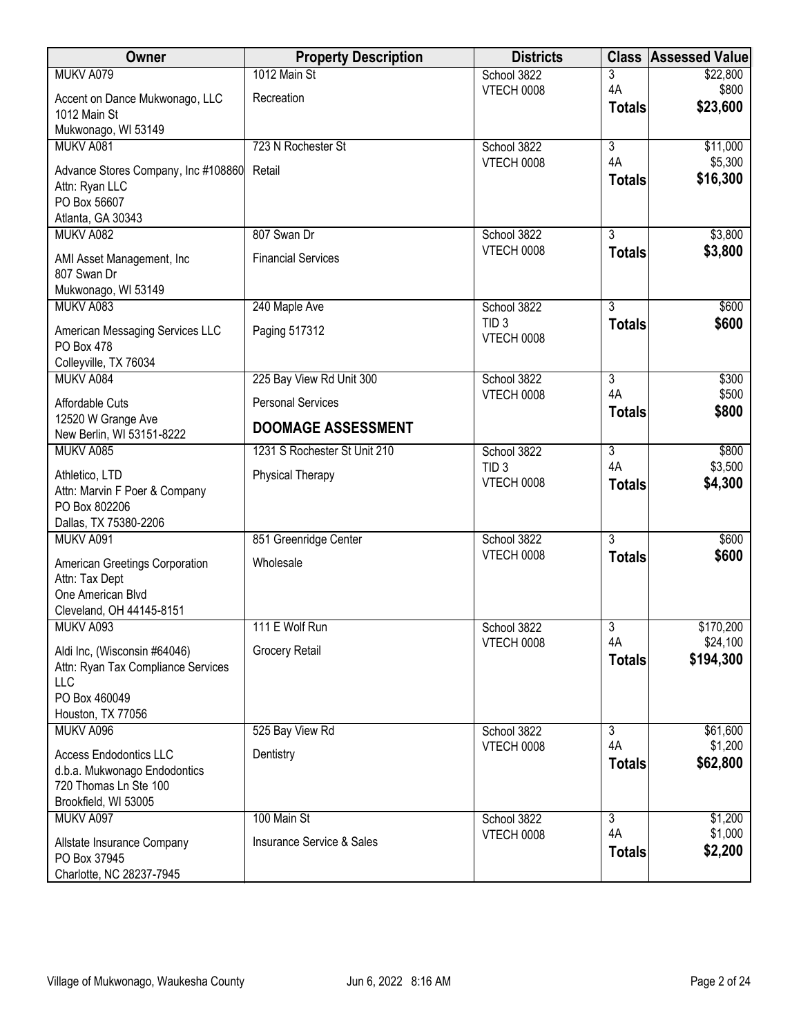| Owner | Property Description | Districts | Class | Assessed Value |
|---|---|---|---|---|
| MUKV A079<br>Accent on Dance Mukwonago, LLC<br>1012 Main St<br>Mukwonago, WI 53149 | 1012 Main St<br>Recreation | School 3822<br>VTECH 0008 | 3<br>4A<br>**Totals** | $22,800<br>$800<br>**$23,600** |
| MUKV A081<br>Advance Stores Company, Inc #108860<br>Attn: Ryan LLC<br>PO Box 56607<br>Atlanta, GA 30343 | 723 N Rochester St<br>Retail | School 3822<br>VTECH 0008 | 3<br>4A<br>**Totals** | $11,000<br>$5,300<br>**$16,300** |
| MUKV A082<br>AMI Asset Management, Inc<br>807 Swan Dr<br>Mukwonago, WI 53149 | 807 Swan Dr<br>Financial Services | School 3822<br>VTECH 0008 | 3<br>**Totals** | $3,800<br>**$3,800** |
| MUKV A083<br>American Messaging Services LLC<br>PO Box 478<br>Colleyville, TX 76034 | 240 Maple Ave<br>Paging 517312 | School 3822<br>TID 3<br>VTECH 0008 | 3<br>**Totals** | $600<br>**$600** |
| MUKV A084<br>Affordable Cuts<br>12520 W Grange Ave<br>New Berlin, WI 53151-8222 | 225 Bay View Rd Unit 300<br>Personal Services<br>**DOOMAGE ASSESSMENT** | School 3822<br>VTECH 0008 | 3<br>4A<br>**Totals** | $300<br>$500<br>**$800** |
| MUKV A085<br>Athletico, LTD<br>Attn: Marvin F Poer & Company<br>PO Box 802206<br>Dallas, TX 75380-2206 | 1231 S Rochester St Unit 210<br>Physical Therapy | School 3822<br>TID 3<br>VTECH 0008 | 3<br>4A<br>**Totals** | $800<br>$3,500<br>**$4,300** |
| MUKV A091<br>American Greetings Corporation<br>Attn: Tax Dept<br>One American Blvd<br>Cleveland, OH 44145-8151 | 851 Greenridge Center<br>Wholesale | School 3822<br>VTECH 0008 | 3<br>**Totals** | $600<br>**$600** |
| MUKV A093<br>Aldi Inc, (Wisconsin #64046)<br>Attn: Ryan Tax Compliance Services LLC<br>PO Box 460049<br>Houston, TX 77056 | 111 E Wolf Run<br>Grocery Retail | School 3822<br>VTECH 0008 | 3<br>4A<br>**Totals** | $170,200<br>$24,100<br>**$194,300** |
| MUKV A096<br>Access Endodontics LLC<br>d.b.a. Mukwonago Endodontics<br>720 Thomas Ln Ste 100<br>Brookfield, WI 53005 | 525 Bay View Rd<br>Dentistry | School 3822<br>VTECH 0008 | 3<br>4A<br>**Totals** | $61,600<br>$1,200<br>**$62,800** |
| MUKV A097<br>Allstate Insurance Company<br>PO Box 37945<br>Charlotte, NC 28237-7945 | 100 Main St<br>Insurance Service & Sales | School 3822<br>VTECH 0008 | 3<br>4A<br>**Totals** | $1,200<br>$1,000<br>**$2,200** |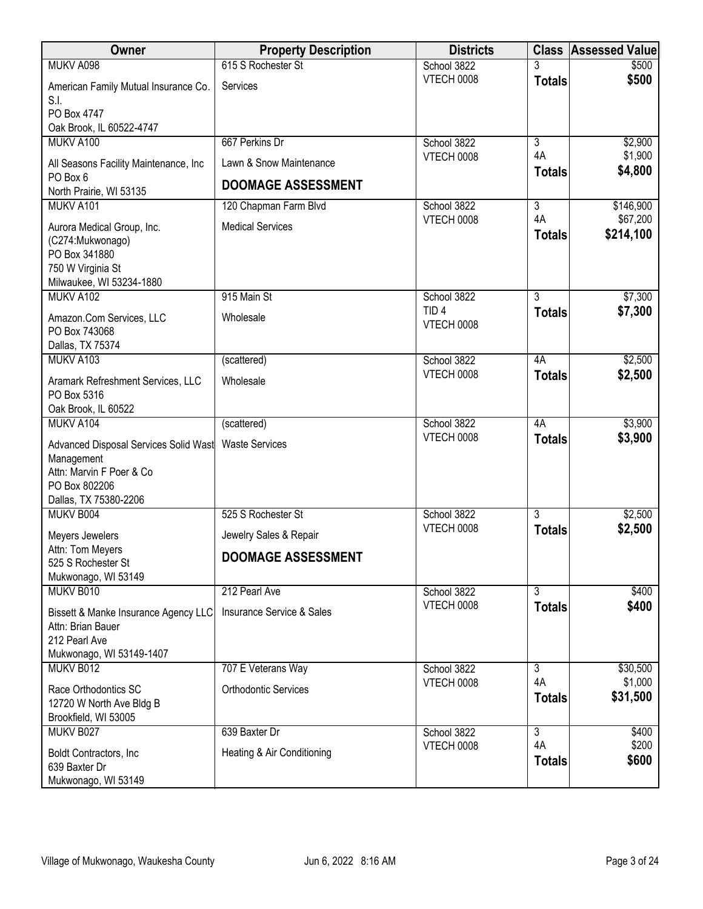| Owner | Property Description | Districts | Class | Assessed Value |
|---|---|---|---|---|
| MUKV A098<br>American Family Mutual Insurance Co. S.I.<br>PO Box 4747<br>Oak Brook, IL 60522-4747 | 615 S Rochester St<br>Services | School 3822<br>VTECH 0008 | 3<br>**Totals** | $500<br>**$500** |
| MUKV A100<br>All Seasons Facility Maintenance, Inc<br>PO Box 6<br>North Prairie, WI 53135 | 667 Perkins Dr<br>Lawn & Snow Maintenance<br>**DOOMAGE ASSESSMENT** | School 3822<br>VTECH 0008 | 3<br>4A<br>**Totals** | $2,900<br>$1,900<br>**$4,800** |
| MUKV A101<br>Aurora Medical Group, Inc. (C274:Mukwonago)<br>PO Box 341880<br>750 W Virginia St<br>Milwaukee, WI 53234-1880 | 120 Chapman Farm Blvd<br>Medical Services | School 3822<br>VTECH 0008 | 3<br>4A<br>**Totals** | $146,900<br>$67,200<br>**$214,100** |
| MUKV A102<br>Amazon.Com Services, LLC<br>PO Box 743068<br>Dallas, TX 75374 | 915 Main St<br>Wholesale | School 3822<br>TID 4<br>VTECH 0008 | 3<br>**Totals** | $7,300<br>**$7,300** |
| MUKV A103<br>Aramark Refreshment Services, LLC<br>PO Box 5316<br>Oak Brook, IL 60522 | (scattered)<br>Wholesale | School 3822<br>VTECH 0008 | 4A<br>**Totals** | $2,500<br>**$2,500** |
| MUKV A104<br>Advanced Disposal Services Solid Wast Management<br>Attn: Marvin F Poer & Co<br>PO Box 802206<br>Dallas, TX 75380-2206 | (scattered)<br>Waste Services | School 3822<br>VTECH 0008 | 4A<br>**Totals** | $3,900<br>**$3,900** |
| MUKV B004<br>Meyers Jewelers<br>Attn: Tom Meyers<br>525 S Rochester St<br>Mukwonago, WI 53149 | 525 S Rochester St<br>Jewelry Sales & Repair<br>**DOOMAGE ASSESSMENT** | School 3822<br>VTECH 0008 | 3<br>**Totals** | $2,500<br>**$2,500** |
| MUKV B010<br>Bissett & Manke Insurance Agency LLC<br>Attn: Brian Bauer<br>212 Pearl Ave<br>Mukwonago, WI 53149-1407 | 212 Pearl Ave<br>Insurance Service & Sales | School 3822<br>VTECH 0008 | 3<br>**Totals** | $400<br>**$400** |
| MUKV B012<br>Race Orthodontics SC<br>12720 W North Ave Bldg B<br>Brookfield, WI 53005 | 707 E Veterans Way<br>Orthodontic Services | School 3822<br>VTECH 0008 | 3<br>4A<br>**Totals** | $30,500<br>$1,000<br>**$31,500** |
| MUKV B027<br>Boldt Contractors, Inc<br>639 Baxter Dr<br>Mukwonago, WI 53149 | 639 Baxter Dr<br>Heating & Air Conditioning | School 3822<br>VTECH 0008 | 3<br>4A<br>**Totals** | $400<br>$200<br>**$600** |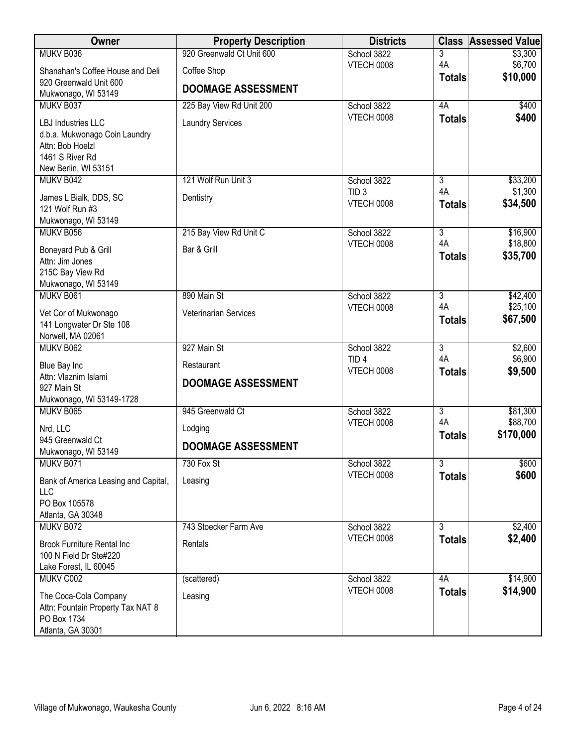| Owner | Property Description | Districts | Class | Assessed Value |
|---|---|---|---|---|
| MUKV B036<br>Shanahan's Coffee House and Deli<br>920 Greenwald Unit 600<br>Mukwonago, WI 53149 | 920 Greenwald Ct Unit 600<br>Coffee Shop<br>**DOOMAGE ASSESSMENT** | School 3822<br>VTECH 0008 | 3<br>4A<br>**Totals** | $3,300<br>$6,700<br>**$10,000** |
| MUKV B037<br>LBJ Industries LLC<br>d.b.a. Mukwonago Coin Laundry<br>Attn: Bob Hoelzl<br>1461 S River Rd<br>New Berlin, WI 53151 | 225 Bay View Rd Unit 200<br>Laundry Services | School 3822<br>VTECH 0008 | 4A<br>**Totals** | $400<br>**$400** |
| MUKV B042<br>James L Bialk, DDS, SC<br>121 Wolf Run #3<br>Mukwonago, WI 53149 | 121 Wolf Run Unit 3<br>Dentistry | School 3822<br>TID 3<br>VTECH 0008 | 3<br>4A<br>**Totals** | $33,200<br>$1,300<br>**$34,500** |
| MUKV B056<br>Boneyard Pub & Grill<br>Attn: Jim Jones<br>215C Bay View Rd<br>Mukwonago, WI 53149 | 215 Bay View Rd Unit C<br>Bar & Grill | School 3822<br>VTECH 0008 | 3<br>4A<br>**Totals** | $16,900<br>$18,800<br>**$35,700** |
| MUKV B061<br>Vet Cor of Mukwonago<br>141 Longwater Dr Ste 108<br>Norwell, MA 02061 | 890 Main St<br>Veterinarian Services | School 3822<br>VTECH 0008 | 3<br>4A<br>**Totals** | $42,400<br>$25,100<br>**$67,500** |
| MUKV B062<br>Blue Bay Inc<br>Attn: Vlaznim Islami<br>927 Main St<br>Mukwonago, WI 53149-1728 | 927 Main St<br>Restaurant<br>**DOOMAGE ASSESSMENT** | School 3822<br>TID 4<br>VTECH 0008 | 3<br>4A<br>**Totals** | $2,600<br>$6,900<br>**$9,500** |
| MUKV B065<br>Nrd, LLC<br>945 Greenwald Ct<br>Mukwonago, WI 53149 | 945 Greenwald Ct<br>Lodging<br>**DOOMAGE ASSESSMENT** | School 3822<br>VTECH 0008 | 3<br>4A<br>**Totals** | $81,300<br>$88,700<br>**$170,000** |
| MUKV B071<br>Bank of America Leasing and Capital, LLC<br>PO Box 105578<br>Atlanta, GA 30348 | 730 Fox St<br>Leasing | School 3822<br>VTECH 0008 | 3<br>**Totals** | $600<br>**$600** |
| MUKV B072<br>Brook Furniture Rental Inc<br>100 N Field Dr Ste#220<br>Lake Forest, IL 60045 | 743 Stoecker Farm Ave<br>Rentals | School 3822<br>VTECH 0008 | 3<br>**Totals** | $2,400<br>**$2,400** |
| MUKV C002<br>The Coca-Cola Company<br>Attn: Fountain Property Tax NAT 8<br>PO Box 1734<br>Atlanta, GA 30301 | (scattered)<br>Leasing | School 3822<br>VTECH 0008 | 4A<br>**Totals** | $14,900<br>**$14,900** |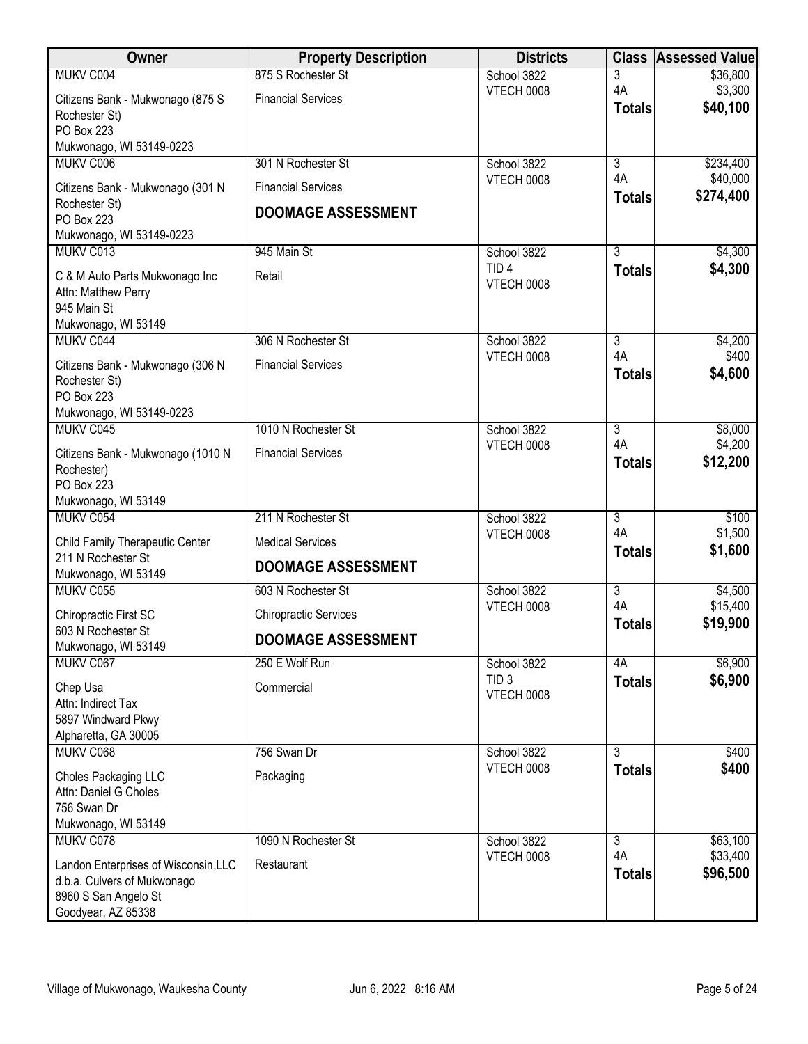| Owner | Property Description | Districts | Class | Assessed Value |
|---|---|---|---|---|
| MUKV C004<br>Citizens Bank - Mukwonago (875 S Rochester St)<br>PO Box 223<br>Mukwonago, WI 53149-0223 | 875 S Rochester St<br>Financial Services | School 3822<br>VTECH 0008 | 3<br>4A<br>**Totals** | $36,800<br>$3,300<br>**$40,100** |
| MUKV C006<br>Citizens Bank - Mukwonago (301 N Rochester St)<br>PO Box 223<br>Mukwonago, WI 53149-0223 | 301 N Rochester St<br>Financial Services<br>**DOOMAGE ASSESSMENT** | School 3822<br>VTECH 0008 | 3<br>4A<br>**Totals** | $234,400<br>$40,000<br>**$274,400** |
| MUKV C013<br>C & M Auto Parts Mukwonago Inc<br>Attn: Matthew Perry<br>945 Main St<br>Mukwonago, WI 53149 | 945 Main St<br>Retail | School 3822<br>TID 4<br>VTECH 0008 | 3<br>**Totals** | $4,300<br>**$4,300** |
| MUKV C044<br>Citizens Bank - Mukwonago (306 N Rochester St)<br>PO Box 223<br>Mukwonago, WI 53149-0223 | 306 N Rochester St<br>Financial Services | School 3822<br>VTECH 0008 | 3<br>4A<br>**Totals** | $4,200<br>$400<br>**$4,600** |
| MUKV C045<br>Citizens Bank - Mukwonago (1010 N Rochester)<br>PO Box 223<br>Mukwonago, WI 53149 | 1010 N Rochester St<br>Financial Services | School 3822<br>VTECH 0008 | 3<br>4A<br>**Totals** | $8,000<br>$4,200<br>**$12,200** |
| MUKV C054<br>Child Family Therapeutic Center<br>211 N Rochester St<br>Mukwonago, WI 53149 | 211 N Rochester St<br>Medical Services<br>**DOOMAGE ASSESSMENT** | School 3822<br>VTECH 0008 | 3<br>4A<br>**Totals** | $100<br>$1,500<br>**$1,600** |
| MUKV C055<br>Chiropractic First SC<br>603 N Rochester St<br>Mukwonago, WI 53149 | 603 N Rochester St<br>Chiropractic Services<br>**DOOMAGE ASSESSMENT** | School 3822<br>VTECH 0008 | 3<br>4A<br>**Totals** | $4,500<br>$15,400<br>**$19,900** |
| MUKV C067<br>Chep Usa<br>Attn: Indirect Tax<br>5897 Windward Pkwy<br>Alpharetta, GA 30005 | 250 E Wolf Run<br>Commercial | School 3822<br>TID 3<br>VTECH 0008 | 4A<br>**Totals** | $6,900<br>**$6,900** |
| MUKV C068<br>Choles Packaging LLC<br>Attn: Daniel G Choles<br>756 Swan Dr<br>Mukwonago, WI 53149 | 756 Swan Dr<br>Packaging | School 3822<br>VTECH 0008 | 3<br>**Totals** | $400<br>**$400** |
| MUKV C078<br>Landon Enterprises of Wisconsin,LLC<br>d.b.a. Culvers of Mukwonago<br>8960 S San Angelo St<br>Goodyear, AZ 85338 | 1090 N Rochester St<br>Restaurant | School 3822<br>VTECH 0008 | 3<br>4A<br>**Totals** | $63,100<br>$33,400<br>**$96,500** |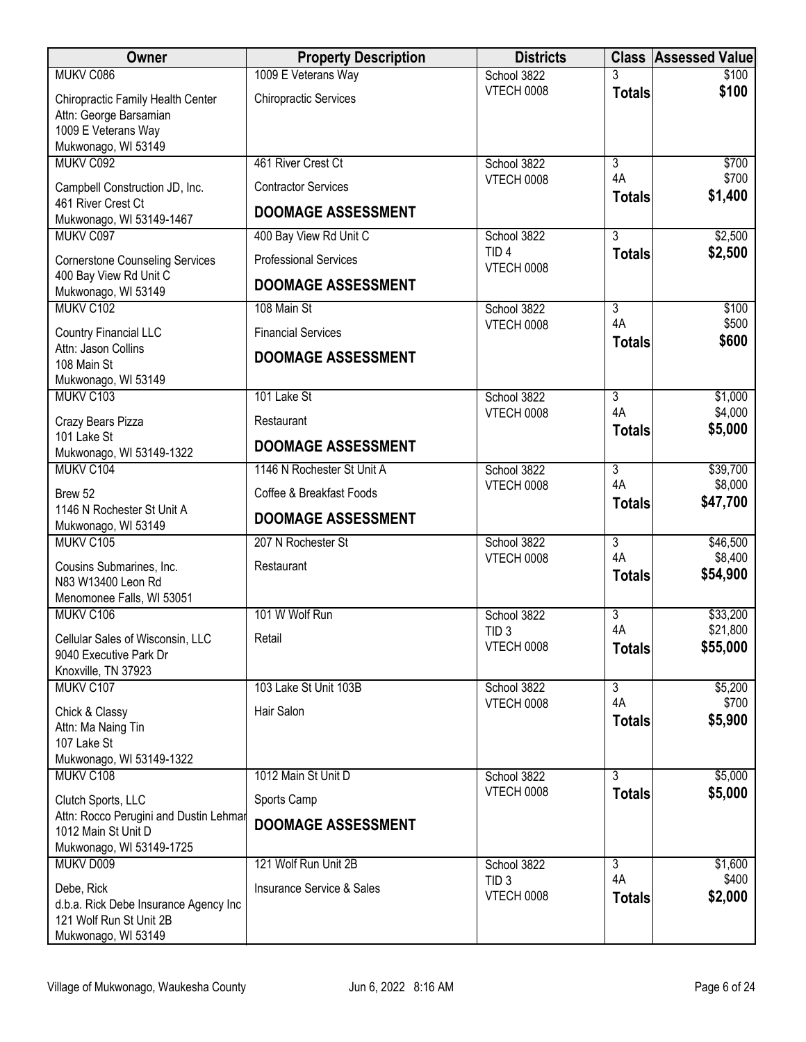| Owner | Property Description | Districts | Class | Assessed Value |
|---|---|---|---|---|
| MUKV C086<br>Chiropractic Family Health Center<br>Attn: George Barsamian<br>1009 E Veterans Way<br>Mukwonago, WI 53149 | 1009 E Veterans Way<br>Chiropractic Services | School 3822<br>VTECH 0008 | 3<br>**Totals** | $100<br>**$100** |
| MUKV C092<br>Campbell Construction JD, Inc.<br>461 River Crest Ct<br>Mukwonago, WI 53149-1467 | 461 River Crest Ct<br>Contractor Services<br>**DOOMAGE ASSESSMENT** | School 3822<br>VTECH 0008 | 3<br>4A<br>**Totals** | $700<br>$700<br>**$1,400** |
| MUKV C097<br>Cornerstone Counseling Services<br>400 Bay View Rd Unit C<br>Mukwonago, WI 53149 | 400 Bay View Rd Unit C<br>Professional Services<br>**DOOMAGE ASSESSMENT** | School 3822<br>TID 4<br>VTECH 0008 | 3<br>**Totals** | $2,500<br>**$2,500** |
| MUKV C102<br>Country Financial LLC<br>Attn: Jason Collins<br>108 Main St<br>Mukwonago, WI 53149 | 108 Main St<br>Financial Services<br>**DOOMAGE ASSESSMENT** | School 3822<br>VTECH 0008 | 3<br>4A<br>**Totals** | $100<br>$500<br>**$600** |
| MUKV C103<br>Crazy Bears Pizza<br>101 Lake St<br>Mukwonago, WI 53149-1322 | 101 Lake St<br>Restaurant<br>**DOOMAGE ASSESSMENT** | School 3822<br>VTECH 0008 | 3<br>4A<br>**Totals** | $1,000<br>$4,000<br>**$5,000** |
| MUKV C104<br>Brew 52<br>1146 N Rochester St Unit A<br>Mukwonago, WI 53149 | 1146 N Rochester St Unit A<br>Coffee & Breakfast Foods<br>**DOOMAGE ASSESSMENT** | School 3822<br>VTECH 0008 | 3<br>4A<br>**Totals** | $39,700<br>$8,000<br>**$47,700** |
| MUKV C105<br>Cousins Submarines, Inc.<br>N83 W13400 Leon Rd<br>Menomonee Falls, WI 53051 | 207 N Rochester St<br>Restaurant | School 3822<br>VTECH 0008 | 3<br>4A<br>**Totals** | $46,500<br>$8,400<br>**$54,900** |
| MUKV C106<br>Cellular Sales of Wisconsin, LLC<br>9040 Executive Park Dr<br>Knoxville, TN 37923 | 101 W Wolf Run<br>Retail | School 3822<br>TID 3<br>VTECH 0008 | 3<br>4A<br>**Totals** | $33,200<br>$21,800<br>**$55,000** |
| MUKV C107<br>Chick & Classy<br>Attn: Ma Naing Tin<br>107 Lake St<br>Mukwonago, WI 53149-1322 | 103 Lake St Unit 103B<br>Hair Salon | School 3822<br>VTECH 0008 | 3<br>4A<br>**Totals** | $5,200<br>$700<br>**$5,900** |
| MUKV C108<br>Clutch Sports, LLC<br>Attn: Rocco Perugini and Dustin Lehmar<br>1012 Main St Unit D<br>Mukwonago, WI 53149-1725 | 1012 Main St Unit D<br>Sports Camp<br>**DOOMAGE ASSESSMENT** | School 3822<br>VTECH 0008 | 3<br>**Totals** | $5,000<br>**$5,000** |
| MUKV D009<br>Debe, Rick<br>d.b.a. Rick Debe Insurance Agency Inc<br>121 Wolf Run St Unit 2B<br>Mukwonago, WI 53149 | 121 Wolf Run Unit 2B<br>Insurance Service & Sales | School 3822<br>TID 3<br>VTECH 0008 | 3<br>4A<br>**Totals** | $1,600<br>$400<br>**$2,000** |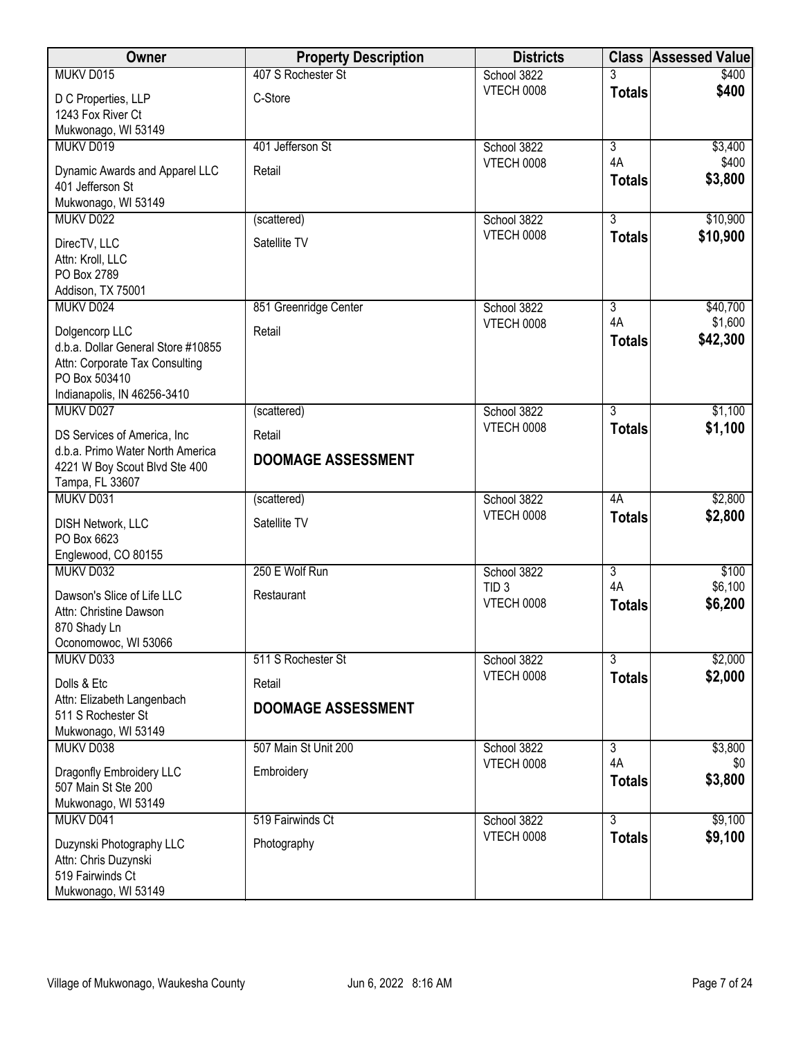| Owner | Property Description | Districts | Class | Assessed Value |
|---|---|---|---|---|
| MUKV D015<br>D C Properties, LLP<br>1243 Fox River Ct<br>Mukwonago, WI 53149 | 407 S Rochester St<br>C-Store | School 3822<br>VTECH 0008 | 3<br>**Totals** | $400<br>**$400** |
| MUKV D019<br>Dynamic Awards and Apparel LLC<br>401 Jefferson St<br>Mukwonago, WI 53149 | 401 Jefferson St<br>Retail | School 3822<br>VTECH 0008 | 3<br>4A<br>**Totals** | $3,400<br>$400<br>**$3,800** |
| MUKV D022<br>DirecTV, LLC<br>Attn: Kroll, LLC<br>PO Box 2789<br>Addison, TX 75001 | (scattered)<br>Satellite TV | School 3822<br>VTECH 0008 | 3<br>**Totals** | $10,900<br>**$10,900** |
| MUKV D024<br>Dolgencorp LLC<br>d.b.a. Dollar General Store #10855<br>Attn: Corporate Tax Consulting<br>PO Box 503410<br>Indianapolis, IN 46256-3410 | 851 Greenridge Center<br>Retail | School 3822<br>VTECH 0008 | 3<br>4A<br>**Totals** | $40,700<br>$1,600<br>**$42,300** |
| MUKV D027<br>DS Services of America, Inc<br>d.b.a. Primo Water North America<br>4221 W Boy Scout Blvd Ste 400<br>Tampa, FL 33607 | (scattered)<br>Retail<br>**DOOMAGE ASSESSMENT** | School 3822<br>VTECH 0008 | 3<br>**Totals** | $1,100<br>**$1,100** |
| MUKV D031<br>DISH Network, LLC<br>PO Box 6623<br>Englewood, CO 80155 | (scattered)<br>Satellite TV | School 3822<br>VTECH 0008 | 4A<br>**Totals** | $2,800<br>**$2,800** |
| MUKV D032<br>Dawson's Slice of Life LLC<br>Attn: Christine Dawson<br>870 Shady Ln<br>Oconomowoc, WI 53066 | 250 E Wolf Run<br>Restaurant | School 3822<br>TID 3<br>VTECH 0008 | 3<br>4A<br>**Totals** | $100<br>$6,100<br>**$6,200** |
| MUKV D033<br>Dolls & Etc<br>Attn: Elizabeth Langenbach<br>511 S Rochester St<br>Mukwonago, WI 53149 | 511 S Rochester St<br>Retail<br>**DOOMAGE ASSESSMENT** | School 3822<br>VTECH 0008 | 3<br>**Totals** | $2,000<br>**$2,000** |
| MUKV D038<br>Dragonfly Embroidery LLC<br>507 Main St Ste 200<br>Mukwonago, WI 53149 | 507 Main St Unit 200<br>Embroidery | School 3822<br>VTECH 0008 | 3<br>4A<br>**Totals** | $3,800<br>$0<br>**$3,800** |
| MUKV D041<br>Duzynski Photography LLC<br>Attn: Chris Duzynski<br>519 Fairwinds Ct<br>Mukwonago, WI 53149 | 519 Fairwinds Ct<br>Photography | School 3822<br>VTECH 0008 | 3<br>**Totals** | $9,100<br>**$9,100** |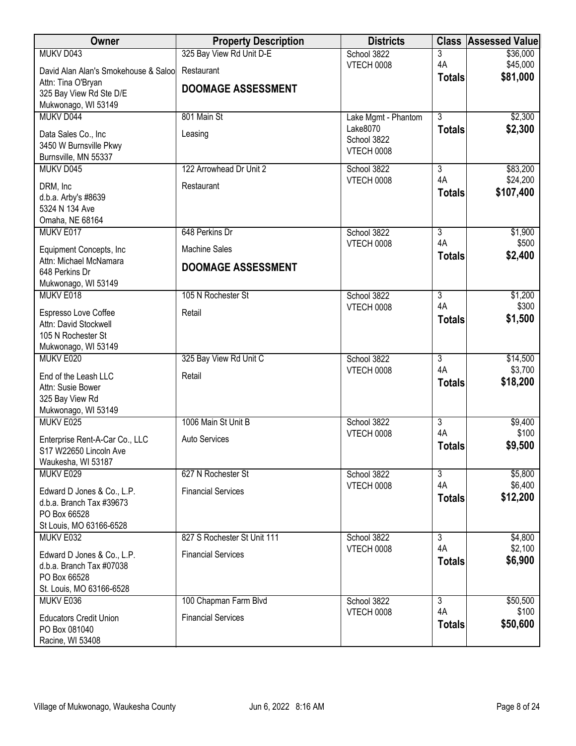| Owner | Property Description | Districts | Class | Assessed Value |
|---|---|---|---|---|
| MUKV D043<br>David Alan Alan's Smokehouse & Saloo<br>Attn: Tina O'Bryan<br>325 Bay View Rd Ste D/E<br>Mukwonago, WI 53149 | 325 Bay View Rd Unit D-E<br>Restaurant<br>**DOOMAGE ASSESSMENT** | School 3822<br>VTECH 0008 | 3<br>4A<br>**Totals** | $36,000<br>$45,000<br>**$81,000** |
| MUKV D044<br>Data Sales Co., Inc<br>3450 W Burnsville Pkwy<br>Burnsville, MN 55337 | 801 Main St<br>Leasing | Lake Mgmt - Phantom Lake8070<br>School 3822<br>VTECH 0008 | 3<br>**Totals** | $2,300<br>**$2,300** |
| MUKV D045<br>DRM, Inc<br>d.b.a. Arby's #8639<br>5324 N 134 Ave<br>Omaha, NE 68164 | 122 Arrowhead Dr Unit 2<br>Restaurant | School 3822<br>VTECH 0008 | 3<br>4A<br>**Totals** | $83,200<br>$24,200<br>**$107,400** |
| MUKV E017<br>Equipment Concepts, Inc<br>Attn: Michael McNamara<br>648 Perkins Dr<br>Mukwonago, WI 53149 | 648 Perkins Dr<br>Machine Sales<br>**DOOMAGE ASSESSMENT** | School 3822<br>VTECH 0008 | 3<br>4A<br>**Totals** | $1,900<br>$500<br>**$2,400** |
| MUKV E018<br>Espresso Love Coffee<br>Attn: David Stockwell<br>105 N Rochester St<br>Mukwonago, WI 53149 | 105 N Rochester St<br>Retail | School 3822<br>VTECH 0008 | 3<br>4A<br>**Totals** | $1,200<br>$300<br>**$1,500** |
| MUKV E020<br>End of the Leash LLC<br>Attn: Susie Bower<br>325 Bay View Rd<br>Mukwonago, WI 53149 | 325 Bay View Rd Unit C<br>Retail | School 3822<br>VTECH 0008 | 3<br>4A<br>**Totals** | $14,500<br>$3,700<br>**$18,200** |
| MUKV E025<br>Enterprise Rent-A-Car Co., LLC<br>S17 W22650 Lincoln Ave<br>Waukesha, WI 53187 | 1006 Main St Unit B<br>Auto Services | School 3822<br>VTECH 0008 | 3<br>4A<br>**Totals** | $9,400<br>$100<br>**$9,500** |
| MUKV E029<br>Edward D Jones & Co., L.P.<br>d.b.a. Branch Tax #39673<br>PO Box 66528<br>St Louis, MO 63166-6528 | 627 N Rochester St<br>Financial Services | School 3822<br>VTECH 0008 | 3<br>4A<br>**Totals** | $5,800<br>$6,400<br>**$12,200** |
| MUKV E032<br>Edward D Jones & Co., L.P.<br>d.b.a. Branch Tax #07038<br>PO Box 66528<br>St. Louis, MO 63166-6528 | 827 S Rochester St Unit 111<br>Financial Services | School 3822<br>VTECH 0008 | 3<br>4A<br>**Totals** | $4,800<br>$2,100<br>**$6,900** |
| MUKV E036<br>Educators Credit Union<br>PO Box 081040<br>Racine, WI 53408 | 100 Chapman Farm Blvd<br>Financial Services | School 3822<br>VTECH 0008 | 3<br>4A<br>**Totals** | $50,500<br>$100<br>**$50,600** |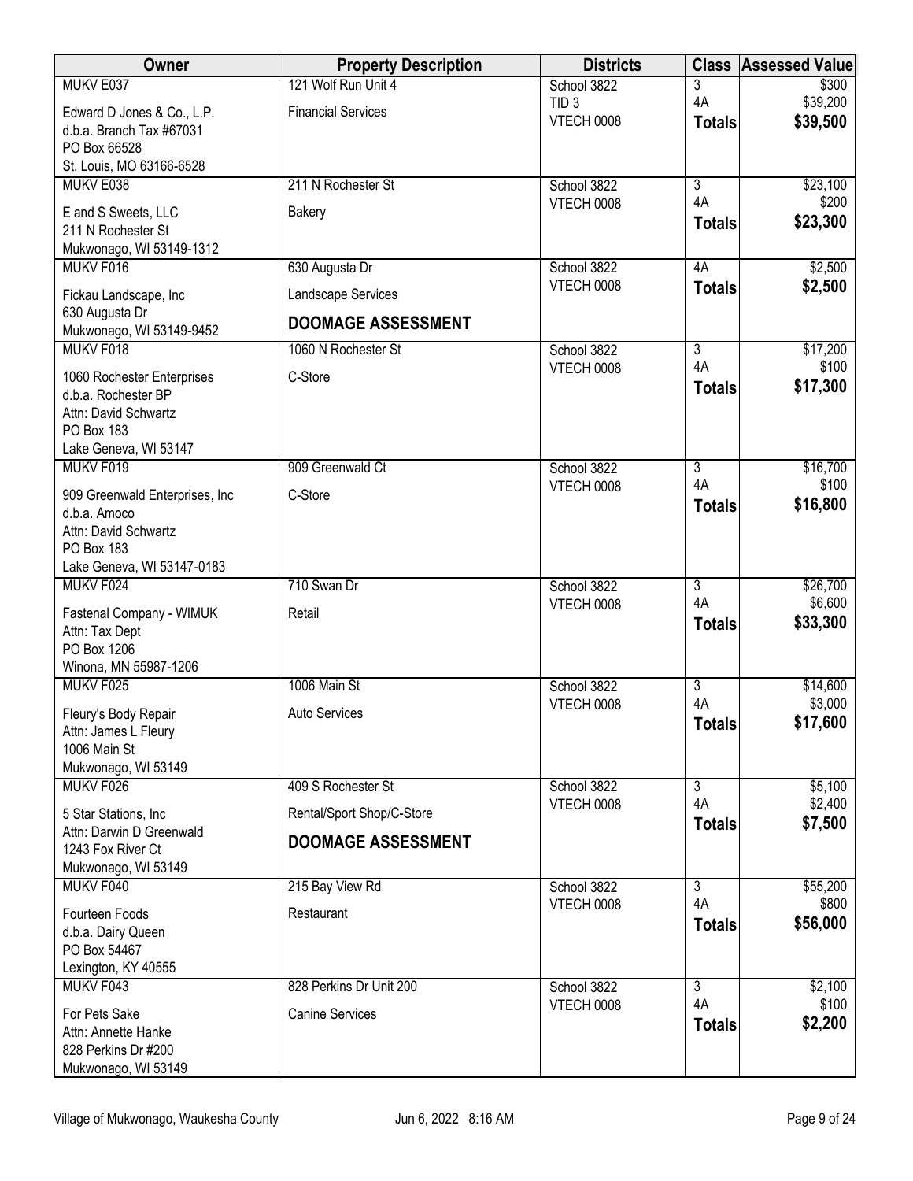| Owner | Property Description | Districts | Class | Assessed Value |
|---|---|---|---|---|
| MUKV E037<br>Edward D Jones & Co., L.P.<br>d.b.a. Branch Tax #67031<br>PO Box 66528<br>St. Louis, MO 63166-6528 | 121 Wolf Run Unit 4<br>Financial Services | School 3822<br>TID 3<br>VTECH 0008 | 3<br>4A<br>**Totals** | $300<br>$39,200<br>**$39,500** |
| MUKV E038<br>E and S Sweets, LLC<br>211 N Rochester St<br>Mukwonago, WI 53149-1312 | 211 N Rochester St<br>Bakery | School 3822<br>VTECH 0008 | 3<br>4A<br>**Totals** | $23,100<br>$200<br>**$23,300** |
| MUKV F016<br>Fickau Landscape, Inc<br>630 Augusta Dr<br>Mukwonago, WI 53149-9452 | 630 Augusta Dr<br>Landscape Services<br>**DOOMAGE ASSESSMENT** | School 3822<br>VTECH 0008 | 4A<br>**Totals** | $2,500<br>**$2,500** |
| MUKV F018<br>1060 Rochester Enterprises<br>d.b.a. Rochester BP<br>Attn: David Schwartz<br>PO Box 183<br>Lake Geneva, WI 53147 | 1060 N Rochester St<br>C-Store | School 3822<br>VTECH 0008 | 3<br>4A<br>**Totals** | $17,200<br>$100<br>**$17,300** |
| MUKV F019<br>909 Greenwald Enterprises, Inc<br>d.b.a. Amoco<br>Attn: David Schwartz<br>PO Box 183<br>Lake Geneva, WI 53147-0183 | 909 Greenwald Ct<br>C-Store | School 3822<br>VTECH 0008 | 3<br>4A<br>**Totals** | $16,700<br>$100<br>**$16,800** |
| MUKV F024<br>Fastenal Company - WIMUK<br>Attn: Tax Dept<br>PO Box 1206<br>Winona, MN 55987-1206 | 710 Swan Dr<br>Retail | School 3822<br>VTECH 0008 | 3<br>4A<br>**Totals** | $26,700<br>$6,600<br>**$33,300** |
| MUKV F025<br>Fleury's Body Repair<br>Attn: James L Fleury<br>1006 Main St<br>Mukwonago, WI 53149 | 1006 Main St<br>Auto Services | School 3822<br>VTECH 0008 | 3<br>4A<br>**Totals** | $14,600<br>$3,000<br>**$17,600** |
| MUKV F026<br>5 Star Stations, Inc<br>Attn: Darwin D Greenwald<br>1243 Fox River Ct<br>Mukwonago, WI 53149 | 409 S Rochester St<br>Rental/Sport Shop/C-Store<br>**DOOMAGE ASSESSMENT** | School 3822<br>VTECH 0008 | 3<br>4A<br>**Totals** | $5,100<br>$2,400<br>**$7,500** |
| MUKV F040<br>Fourteen Foods<br>d.b.a. Dairy Queen<br>PO Box 54467<br>Lexington, KY 40555 | 215 Bay View Rd<br>Restaurant | School 3822<br>VTECH 0008 | 3<br>4A<br>**Totals** | $55,200<br>$800<br>**$56,000** |
| MUKV F043<br>For Pets Sake<br>Attn: Annette Hanke<br>828 Perkins Dr #200<br>Mukwonago, WI 53149 | 828 Perkins Dr Unit 200<br>Canine Services | School 3822<br>VTECH 0008 | 3<br>4A<br>**Totals** | $2,100<br>$100<br>**$2,200** |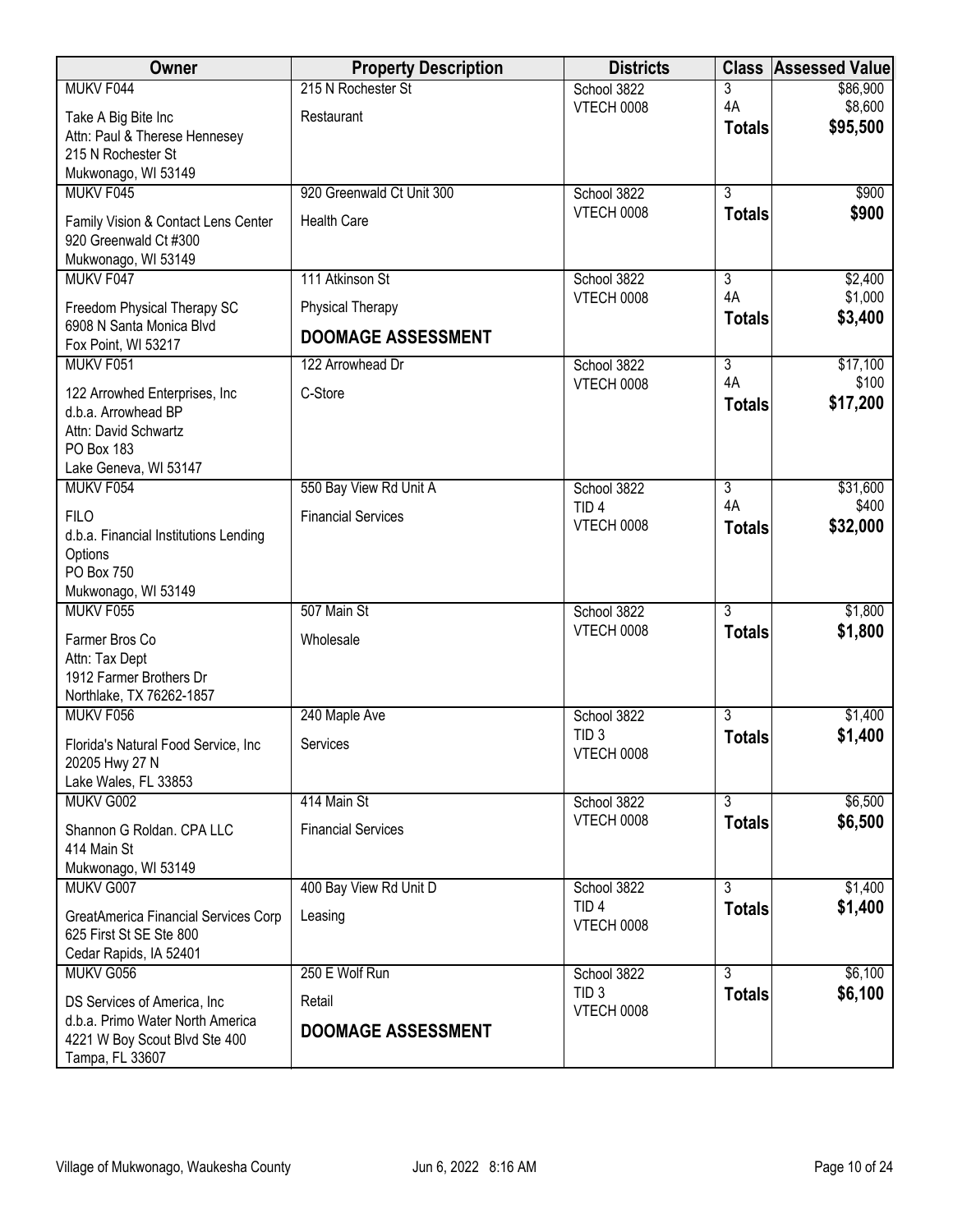| Owner | Property Description | Districts | Class | Assessed Value |
|---|---|---|---|---|
| MUKV F044<br>Take A Big Bite Inc<br>Attn: Paul & Therese Hennesey<br>215 N Rochester St<br>Mukwonago, WI 53149 | 215 N Rochester St<br>Restaurant | School 3822<br>VTECH 0008 | 3<br>4A<br>**Totals** | $86,900<br>$8,600<br>**$95,500** |
| MUKV F045<br>Family Vision & Contact Lens Center<br>920 Greenwald Ct #300<br>Mukwonago, WI 53149 | 920 Greenwald Ct Unit 300<br>Health Care | School 3822<br>VTECH 0008 | 3<br>**Totals** | $900<br>**$900** |
| MUKV F047<br>Freedom Physical Therapy SC<br>6908 N Santa Monica Blvd<br>Fox Point, WI 53217 | 111 Atkinson St<br>Physical Therapy<br>**DOOMAGE ASSESSMENT** | School 3822<br>VTECH 0008 | 3<br>4A<br>**Totals** | $2,400<br>$1,000<br>**$3,400** |
| MUKV F051<br>122 Arrowhed Enterprises, Inc<br>d.b.a. Arrowhead BP<br>Attn: David Schwartz<br>PO Box 183<br>Lake Geneva, WI 53147 | 122 Arrowhead Dr<br>C-Store | School 3822<br>VTECH 0008 | 3<br>4A<br>**Totals** | $17,100<br>$100<br>**$17,200** |
| MUKV F054<br>FILO<br>d.b.a. Financial Institutions Lending Options<br>PO Box 750<br>Mukwonago, WI 53149 | 550 Bay View Rd Unit A<br>Financial Services | School 3822<br>TID 4<br>VTECH 0008 | 3<br>4A<br>**Totals** | $31,600<br>$400<br>**$32,000** |
| MUKV F055<br>Farmer Bros Co<br>Attn: Tax Dept<br>1912 Farmer Brothers Dr<br>Northlake, TX 76262-1857 | 507 Main St<br>Wholesale | School 3822<br>VTECH 0008 | 3<br>**Totals** | $1,800<br>**$1,800** |
| MUKV F056<br>Florida's Natural Food Service, Inc<br>20205 Hwy 27 N<br>Lake Wales, FL 33853 | 240 Maple Ave<br>Services | School 3822<br>TID 3<br>VTECH 0008 | 3<br>**Totals** | $1,400<br>**$1,400** |
| MUKV G002<br>Shannon G Roldan. CPA LLC<br>414 Main St<br>Mukwonago, WI 53149 | 414 Main St<br>Financial Services | School 3822<br>VTECH 0008 | 3<br>**Totals** | $6,500<br>**$6,500** |
| MUKV G007<br>GreatAmerica Financial Services Corp<br>625 First St SE Ste 800<br>Cedar Rapids, IA 52401 | 400 Bay View Rd Unit D<br>Leasing | School 3822<br>TID 4<br>VTECH 0008 | 3<br>**Totals** | $1,400<br>**$1,400** |
| MUKV G056<br>DS Services of America, Inc<br>d.b.a. Primo Water North America<br>4221 W Boy Scout Blvd Ste 400<br>Tampa, FL 33607 | 250 E Wolf Run<br>Retail<br>**DOOMAGE ASSESSMENT** | School 3822<br>TID 3<br>VTECH 0008 | 3<br>**Totals** | $6,100<br>**$6,100** |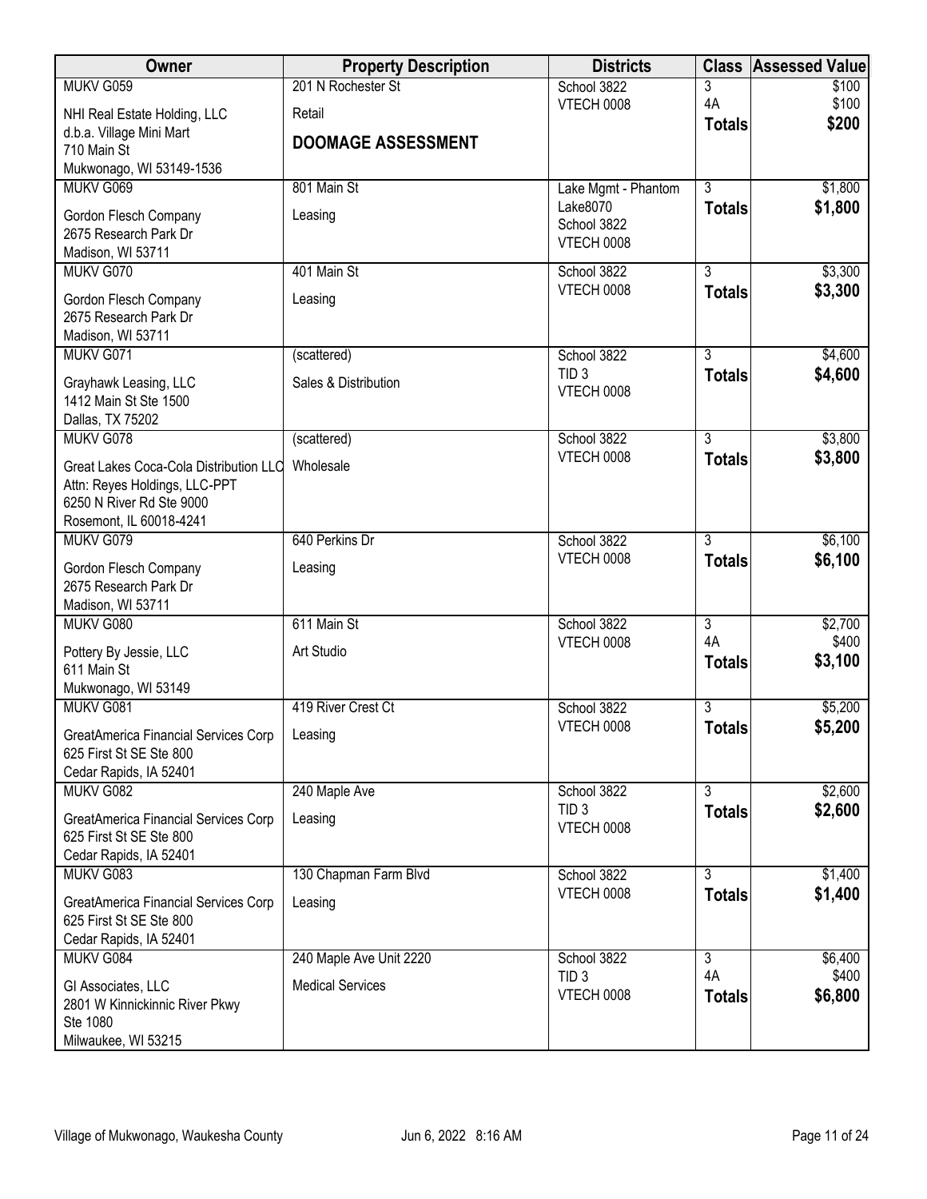| Owner | Property Description | Districts | Class | Assessed Value |
|---|---|---|---|---|
| MUKV G059<br>NHI Real Estate Holding, LLC<br>d.b.a. Village Mini Mart<br>710 Main St<br>Mukwonago, WI 53149-1536 | 201 N Rochester St<br>Retail<br>**DOOMAGE ASSESSMENT** | School 3822<br>VTECH 0008 | 3<br>4A<br>**Totals** | $100<br>$100<br>**$200** |
| MUKV G069<br>Gordon Flesch Company<br>2675 Research Park Dr<br>Madison, WI 53711 | 801 Main St<br>Leasing | Lake Mgmt - Phantom Lake8070<br>School 3822<br>VTECH 0008 | 3<br>**Totals** | $1,800<br>**$1,800** |
| MUKV G070<br>Gordon Flesch Company<br>2675 Research Park Dr<br>Madison, WI 53711 | 401 Main St<br>Leasing | School 3822<br>VTECH 0008 | 3<br>**Totals** | $3,300<br>**$3,300** |
| MUKV G071<br>Grayhawk Leasing, LLC<br>1412 Main St Ste 1500<br>Dallas, TX 75202 | (scattered)<br>Sales & Distribution | School 3822<br>TID 3<br>VTECH 0008 | 3<br>**Totals** | $4,600<br>**$4,600** |
| MUKV G078<br>Great Lakes Coca-Cola Distribution LLC<br>Attn: Reyes Holdings, LLC-PPT<br>6250 N River Rd Ste 9000<br>Rosemont, IL 60018-4241 | (scattered)<br>Wholesale | School 3822<br>VTECH 0008 | 3<br>**Totals** | $3,800<br>**$3,800** |
| MUKV G079<br>Gordon Flesch Company<br>2675 Research Park Dr<br>Madison, WI 53711 | 640 Perkins Dr<br>Leasing | School 3822<br>VTECH 0008 | 3<br>**Totals** | $6,100<br>**$6,100** |
| MUKV G080<br>Pottery By Jessie, LLC<br>611 Main St<br>Mukwonago, WI 53149 | 611 Main St<br>Art Studio | School 3822<br>VTECH 0008 | 3<br>4A<br>**Totals** | $2,700<br>$400<br>**$3,100** |
| MUKV G081<br>GreatAmerica Financial Services Corp<br>625 First St SE Ste 800<br>Cedar Rapids, IA 52401 | 419 River Crest Ct<br>Leasing | School 3822<br>VTECH 0008 | 3<br>**Totals** | $5,200<br>**$5,200** |
| MUKV G082<br>GreatAmerica Financial Services Corp<br>625 First St SE Ste 800<br>Cedar Rapids, IA 52401 | 240 Maple Ave<br>Leasing | School 3822<br>TID 3<br>VTECH 0008 | 3<br>**Totals** | $2,600<br>**$2,600** |
| MUKV G083<br>GreatAmerica Financial Services Corp<br>625 First St SE Ste 800<br>Cedar Rapids, IA 52401 | 130 Chapman Farm Blvd<br>Leasing | School 3822<br>VTECH 0008 | 3<br>**Totals** | $1,400<br>**$1,400** |
| MUKV G084<br>GI Associates, LLC<br>2801 W Kinnickinnic River Pkwy<br>Ste 1080<br>Milwaukee, WI 53215 | 240 Maple Ave Unit 2220<br>Medical Services | School 3822<br>TID 3<br>VTECH 0008 | 3<br>4A<br>**Totals** | $6,400<br>$400<br>**$6,800** |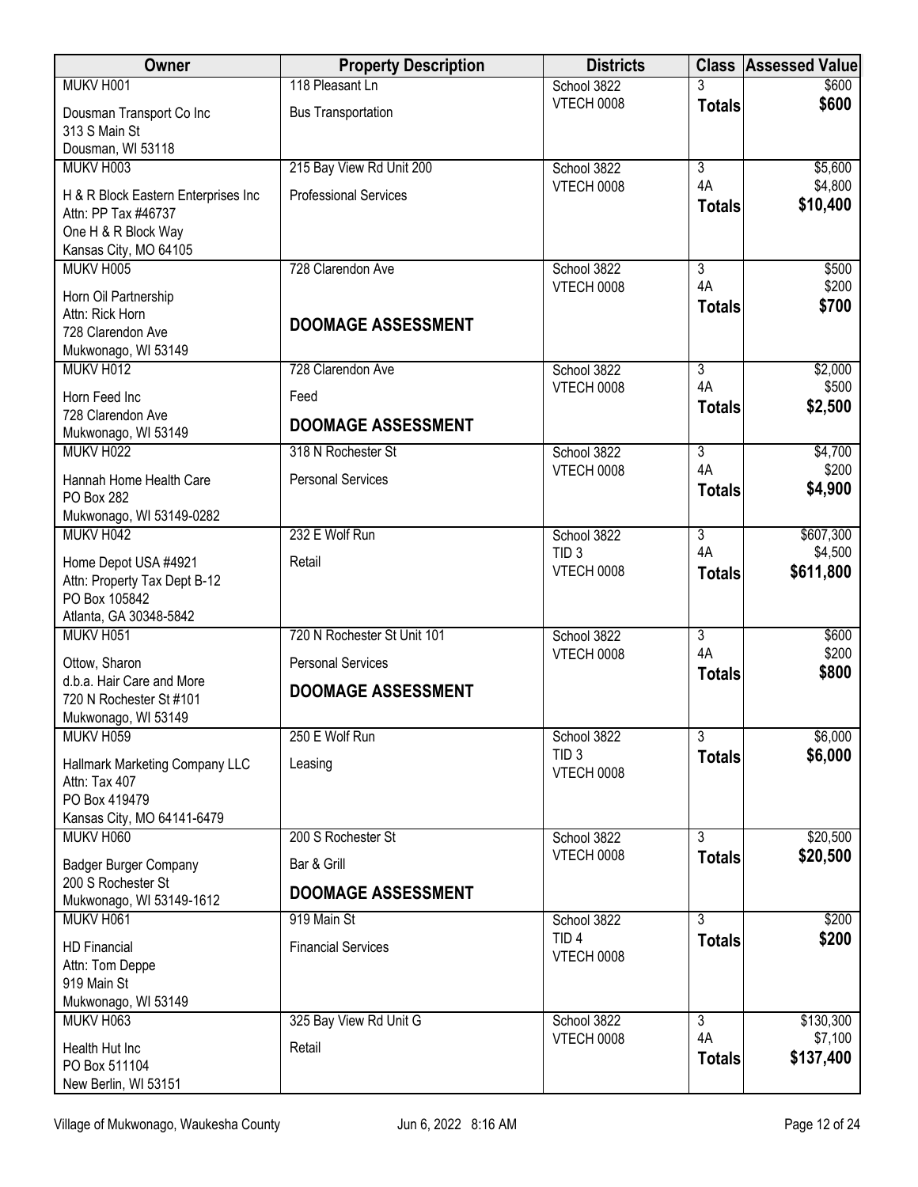| Owner | Property Description | Districts | Class | Assessed Value |
|---|---|---|---|---|
| MUKV H001<br>Dousman Transport Co Inc<br>313 S Main St<br>Dousman, WI 53118 | 118 Pleasant Ln<br>Bus Transportation | School 3822<br>VTECH 0008 | 3<br>**Totals** | $600<br>**$600** |
| MUKV H003<br>H & R Block Eastern Enterprises Inc<br>Attn: PP Tax #46737<br>One H & R Block Way<br>Kansas City, MO 64105 | 215 Bay View Rd Unit 200<br>Professional Services | School 3822<br>VTECH 0008 | 3<br>4A<br>**Totals** | $5,600<br>$4,800<br>**$10,400** |
| MUKV H005<br>Horn Oil Partnership<br>Attn: Rick Horn<br>728 Clarendon Ave<br>Mukwonago, WI 53149 | 728 Clarendon Ave<br>**DOOMAGE ASSESSMENT** | School 3822<br>VTECH 0008 | 3<br>4A<br>**Totals** | $500<br>$200<br>**$700** |
| MUKV H012<br>Horn Feed Inc<br>728 Clarendon Ave<br>Mukwonago, WI 53149 | 728 Clarendon Ave<br>Feed<br>**DOOMAGE ASSESSMENT** | School 3822<br>VTECH 0008 | 3<br>4A<br>**Totals** | $2,000<br>$500<br>**$2,500** |
| MUKV H022<br>Hannah Home Health Care<br>PO Box 282<br>Mukwonago, WI 53149-0282 | 318 N Rochester St<br>Personal Services | School 3822<br>VTECH 0008 | 3<br>4A<br>**Totals** | $4,700<br>$200<br>**$4,900** |
| MUKV H042<br>Home Depot USA #4921<br>Attn: Property Tax Dept B-12<br>PO Box 105842<br>Atlanta, GA 30348-5842 | 232 E Wolf Run<br>Retail | School 3822<br>TID 3<br>VTECH 0008 | 3<br>4A<br>**Totals** | $607,300<br>$4,500<br>**$611,800** |
| MUKV H051<br>Ottow, Sharon<br>d.b.a. Hair Care and More<br>720 N Rochester St #101<br>Mukwonago, WI 53149 | 720 N Rochester St Unit 101<br>Personal Services<br>**DOOMAGE ASSESSMENT** | School 3822<br>VTECH 0008 | 3<br>4A<br>**Totals** | $600<br>$200<br>**$800** |
| MUKV H059<br>Hallmark Marketing Company LLC<br>Attn: Tax 407<br>PO Box 419479<br>Kansas City, MO 64141-6479 | 250 E Wolf Run<br>Leasing | School 3822<br>TID 3<br>VTECH 0008 | 3<br>**Totals** | $6,000<br>**$6,000** |
| MUKV H060<br>Badger Burger Company<br>200 S Rochester St<br>Mukwonago, WI 53149-1612 | 200 S Rochester St<br>Bar & Grill<br>**DOOMAGE ASSESSMENT** | School 3822<br>VTECH 0008 | 3<br>**Totals** | $20,500<br>**$20,500** |
| MUKV H061<br>HD Financial<br>Attn: Tom Deppe<br>919 Main St<br>Mukwonago, WI 53149 | 919 Main St<br>Financial Services | School 3822<br>TID 4<br>VTECH 0008 | 3<br>**Totals** | $200<br>**$200** |
| MUKV H063<br>Health Hut Inc<br>PO Box 511104<br>New Berlin, WI 53151 | 325 Bay View Rd Unit G<br>Retail | School 3822<br>VTECH 0008 | 3<br>4A<br>**Totals** | $130,300<br>$7,100<br>**$137,400** |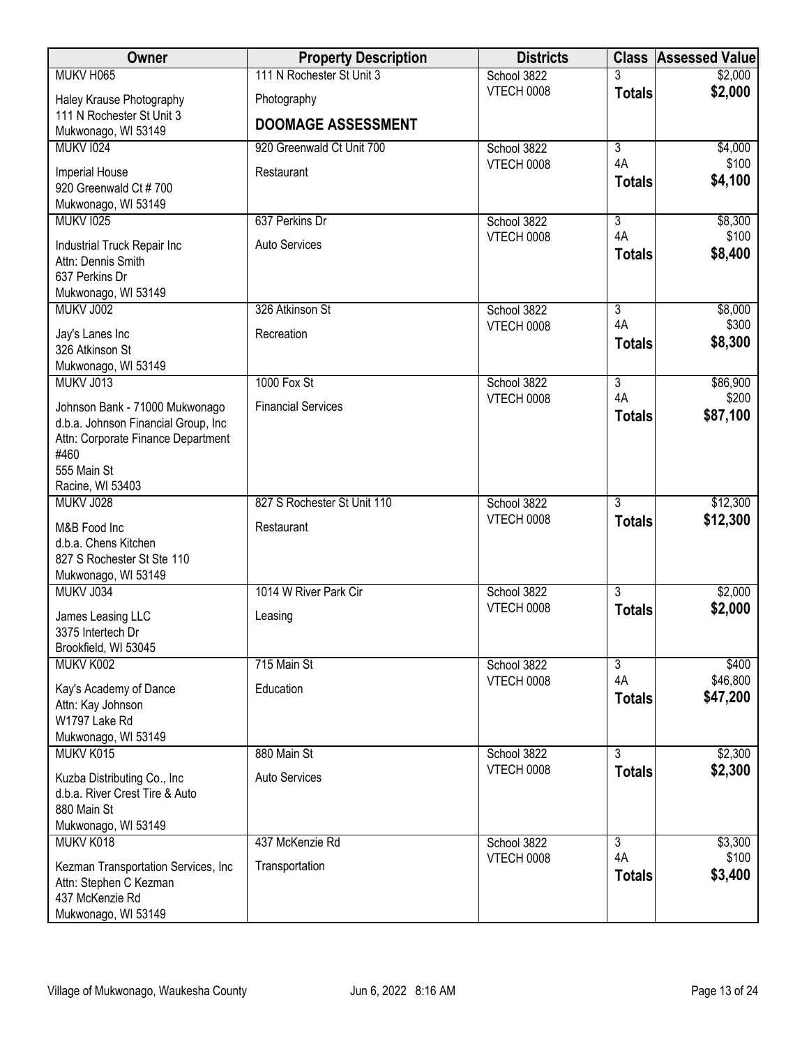| Owner | Property Description | Districts | Class | Assessed Value |
|---|---|---|---|---|
| MUKV H065<br>Haley Krause Photography<br>111 N Rochester St Unit 3<br>Mukwonago, WI 53149 | 111 N Rochester St Unit 3<br>Photography<br>**DOOMAGE ASSESSMENT** | School 3822<br>VTECH 0008 | 3<br>**Totals** | $2,000<br>**$2,000** |
| MUKV I024<br>Imperial House<br>920 Greenwald Ct # 700<br>Mukwonago, WI 53149 | 920 Greenwald Ct Unit 700<br>Restaurant | School 3822<br>VTECH 0008 | 3<br>4A<br>**Totals** | $4,000<br>$100<br>**$4,100** |
| MUKV I025<br>Industrial Truck Repair Inc<br>Attn: Dennis Smith<br>637 Perkins Dr<br>Mukwonago, WI 53149 | 637 Perkins Dr<br>Auto Services | School 3822<br>VTECH 0008 | 3<br>4A<br>**Totals** | $8,300<br>$100<br>**$8,400** |
| MUKV J002<br>Jay's Lanes Inc<br>326 Atkinson St<br>Mukwonago, WI 53149 | 326 Atkinson St<br>Recreation | School 3822<br>VTECH 0008 | 3<br>4A<br>**Totals** | $8,000<br>$300<br>**$8,300** |
| MUKV J013<br>Johnson Bank - 71000 Mukwonago<br>d.b.a. Johnson Financial Group, Inc<br>Attn: Corporate Finance Department #460<br>555 Main St<br>Racine, WI 53403 | 1000 Fox St<br>Financial Services | School 3822<br>VTECH 0008 | 3<br>4A<br>**Totals** | $86,900<br>$200<br>**$87,100** |
| MUKV J028<br>M&B Food Inc<br>d.b.a. Chens Kitchen<br>827 S Rochester St Ste 110<br>Mukwonago, WI 53149 | 827 S Rochester St Unit 110<br>Restaurant | School 3822<br>VTECH 0008 | 3<br>**Totals** | $12,300<br>**$12,300** |
| MUKV J034<br>James Leasing LLC<br>3375 Intertech Dr<br>Brookfield, WI 53045 | 1014 W River Park Cir<br>Leasing | School 3822<br>VTECH 0008 | 3<br>**Totals** | $2,000<br>**$2,000** |
| MUKV K002<br>Kay's Academy of Dance<br>Attn: Kay Johnson<br>W1797 Lake Rd<br>Mukwonago, WI 53149 | 715 Main St<br>Education | School 3822<br>VTECH 0008 | 3<br>4A<br>**Totals** | $400<br>$46,800<br>**$47,200** |
| MUKV K015<br>Kuzba Distributing Co., Inc<br>d.b.a. River Crest Tire & Auto<br>880 Main St<br>Mukwonago, WI 53149 | 880 Main St<br>Auto Services | School 3822<br>VTECH 0008 | 3<br>**Totals** | $2,300<br>**$2,300** |
| MUKV K018<br>Kezman Transportation Services, Inc<br>Attn: Stephen C Kezman<br>437 McKenzie Rd<br>Mukwonago, WI 53149 | 437 McKenzie Rd<br>Transportation | School 3822<br>VTECH 0008 | 3<br>4A<br>**Totals** | $3,300<br>$100<br>**$3,400** |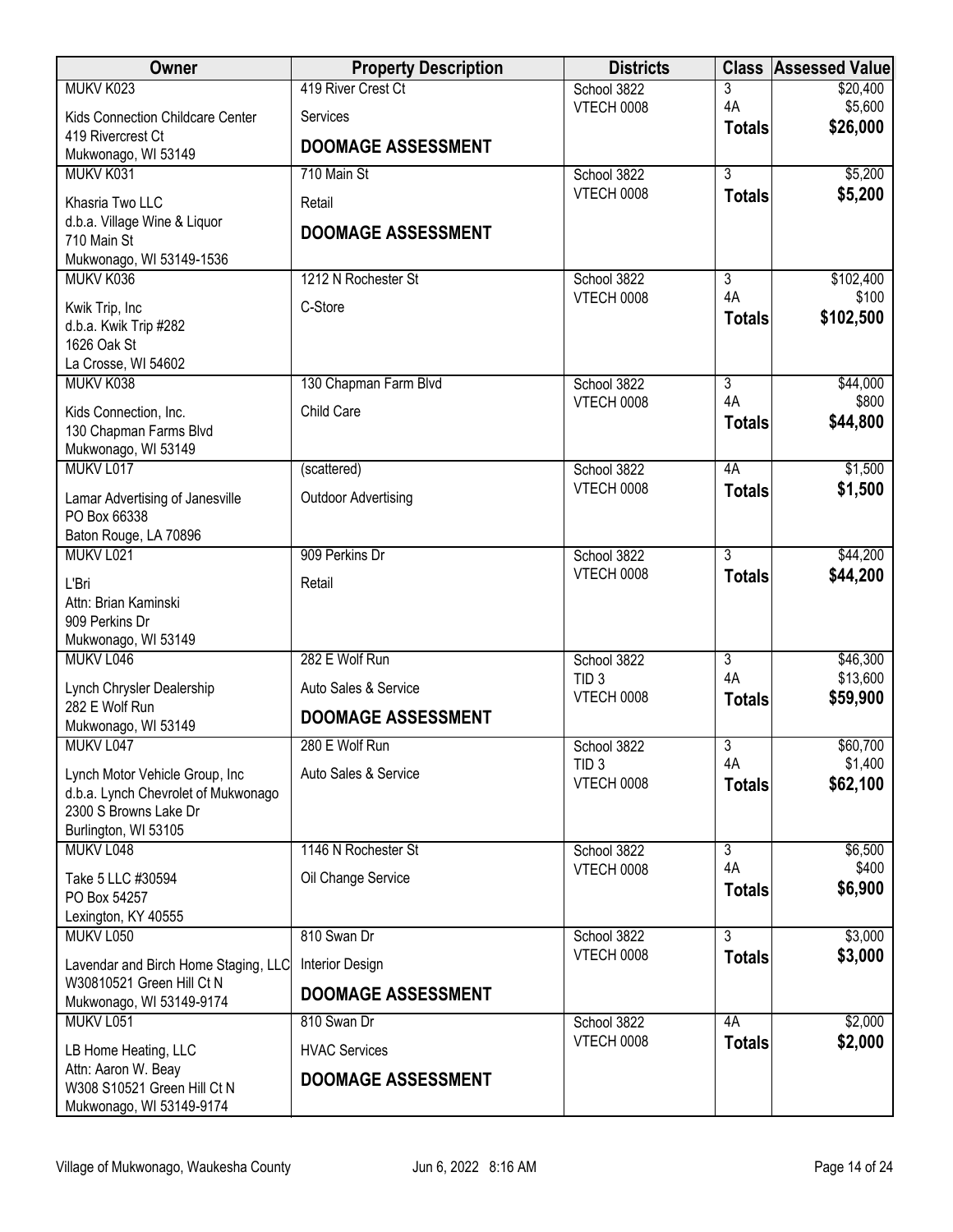| Owner | Property Description | Districts | Class | Assessed Value |
|---|---|---|---|---|
| MUKV K023<br>Kids Connection Childcare Center<br>419 Rivercrest Ct<br>Mukwonago, WI 53149 | 419 River Crest Ct<br>Services<br>**DOOMAGE ASSESSMENT** | School 3822<br>VTECH 0008 | 3<br>4A<br>**Totals** | $20,400<br>$5,600<br>**$26,000** |
| MUKV K031<br>Khasria Two LLC<br>d.b.a. Village Wine & Liquor<br>710 Main St<br>Mukwonago, WI 53149-1536 | 710 Main St<br>Retail<br>**DOOMAGE ASSESSMENT** | School 3822<br>VTECH 0008 | 3<br>**Totals** | $5,200<br>**$5,200** |
| MUKV K036<br>Kwik Trip, Inc<br>d.b.a. Kwik Trip #282<br>1626 Oak St<br>La Crosse, WI 54602 | 1212 N Rochester St<br>C-Store | School 3822<br>VTECH 0008 | 3<br>4A<br>**Totals** | $102,400<br>$100<br>**$102,500** |
| MUKV K038<br>Kids Connection, Inc.<br>130 Chapman Farms Blvd<br>Mukwonago, WI 53149 | 130 Chapman Farm Blvd<br>Child Care | School 3822<br>VTECH 0008 | 3<br>4A<br>**Totals** | $44,000<br>$800<br>**$44,800** |
| MUKV L017<br>Lamar Advertising of Janesville<br>PO Box 66338<br>Baton Rouge, LA 70896 | (scattered)<br>Outdoor Advertising | School 3822<br>VTECH 0008 | 4A<br>**Totals** | $1,500<br>**$1,500** |
| MUKV L021<br>L'Bri<br>Attn: Brian Kaminski<br>909 Perkins Dr<br>Mukwonago, WI 53149 | 909 Perkins Dr<br>Retail | School 3822<br>VTECH 0008 | 3<br>**Totals** | $44,200<br>**$44,200** |
| MUKV L046<br>Lynch Chrysler Dealership<br>282 E Wolf Run<br>Mukwonago, WI 53149 | 282 E Wolf Run<br>Auto Sales & Service<br>**DOOMAGE ASSESSMENT** | School 3822<br>TID 3<br>VTECH 0008 | 3<br>4A<br>**Totals** | $46,300<br>$13,600<br>**$59,900** |
| MUKV L047<br>Lynch Motor Vehicle Group, Inc<br>d.b.a. Lynch Chevrolet of Mukwonago<br>2300 S Browns Lake Dr<br>Burlington, WI 53105 | 280 E Wolf Run<br>Auto Sales & Service | School 3822<br>TID 3<br>VTECH 0008 | 3<br>4A<br>**Totals** | $60,700<br>$1,400<br>**$62,100** |
| MUKV L048<br>Take 5 LLC #30594<br>PO Box 54257<br>Lexington, KY 40555 | 1146 N Rochester St<br>Oil Change Service | School 3822<br>VTECH 0008 | 3<br>4A<br>**Totals** | $6,500<br>$400<br>**$6,900** |
| MUKV L050<br>Lavendar and Birch Home Staging, LLC<br>W30810521 Green Hill Ct N<br>Mukwonago, WI 53149-9174 | 810 Swan Dr<br>Interior Design<br>**DOOMAGE ASSESSMENT** | School 3822<br>VTECH 0008 | 3<br>**Totals** | $3,000<br>**$3,000** |
| MUKV L051<br>LB Home Heating, LLC<br>Attn: Aaron W. Beay<br>W308 S10521 Green Hill Ct N<br>Mukwonago, WI 53149-9174 | 810 Swan Dr<br>HVAC Services<br>**DOOMAGE ASSESSMENT** | School 3822<br>VTECH 0008 | 4A<br>**Totals** | $2,000<br>**$2,000** |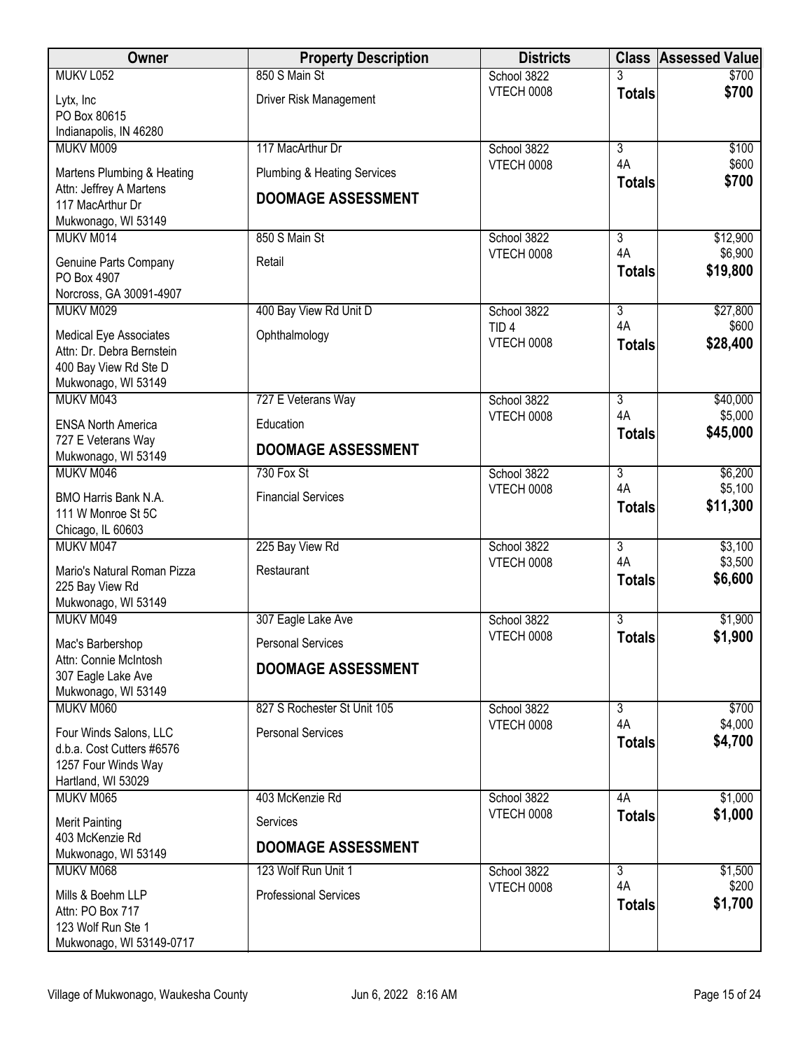| Owner | Property Description | Districts | Class | Assessed Value |
|---|---|---|---|---|
| MUKV L052<br>Lytx, Inc<br>PO Box 80615<br>Indianapolis, IN 46280 | 850 S Main St<br>Driver Risk Management | School 3822<br>VTECH 0008 | 3<br>**Totals** | $700<br>**$700** |
| MUKV M009<br>Martens Plumbing & Heating<br>Attn: Jeffrey A Martens<br>117 MacArthur Dr<br>Mukwonago, WI 53149 | 117 MacArthur Dr<br>Plumbing & Heating Services<br>**DOOMAGE ASSESSMENT** | School 3822<br>VTECH 0008 | 3<br>4A<br>**Totals** | $100<br>$600<br>**$700** |
| MUKV M014<br>Genuine Parts Company<br>PO Box 4907<br>Norcross, GA 30091-4907 | 850 S Main St<br>Retail | School 3822<br>VTECH 0008 | 3<br>4A<br>**Totals** | $12,900<br>$6,900<br>**$19,800** |
| MUKV M029<br>Medical Eye Associates<br>Attn: Dr. Debra Bernstein<br>400 Bay View Rd Ste D<br>Mukwonago, WI 53149 | 400 Bay View Rd Unit D<br>Ophthalmology | School 3822<br>TID 4<br>VTECH 0008 | 3<br>4A<br>**Totals** | $27,800<br>$600<br>**$28,400** |
| MUKV M043<br>ENSA North America<br>727 E Veterans Way<br>Mukwonago, WI 53149 | 727 E Veterans Way<br>Education<br>**DOOMAGE ASSESSMENT** | School 3822<br>VTECH 0008 | 3<br>4A<br>**Totals** | $40,000<br>$5,000<br>**$45,000** |
| MUKV M046<br>BMO Harris Bank N.A.<br>111 W Monroe St 5C<br>Chicago, IL 60603 | 730 Fox St<br>Financial Services | School 3822<br>VTECH 0008 | 3<br>4A<br>**Totals** | $6,200<br>$5,100<br>**$11,300** |
| MUKV M047<br>Mario's Natural Roman Pizza<br>225 Bay View Rd<br>Mukwonago, WI 53149 | 225 Bay View Rd<br>Restaurant | School 3822<br>VTECH 0008 | 3<br>4A<br>**Totals** | $3,100<br>$3,500<br>**$6,600** |
| MUKV M049<br>Mac's Barbershop<br>Attn: Connie McIntosh<br>307 Eagle Lake Ave<br>Mukwonago, WI 53149 | 307 Eagle Lake Ave<br>Personal Services<br>**DOOMAGE ASSESSMENT** | School 3822<br>VTECH 0008 | 3<br>**Totals** | $1,900<br>**$1,900** |
| MUKV M060<br>Four Winds Salons, LLC<br>d.b.a. Cost Cutters #6576<br>1257 Four Winds Way<br>Hartland, WI 53029 | 827 S Rochester St Unit 105<br>Personal Services | School 3822<br>VTECH 0008 | 3<br>4A<br>**Totals** | $700<br>$4,000<br>**$4,700** |
| MUKV M065<br>Merit Painting<br>403 McKenzie Rd<br>Mukwonago, WI 53149 | 403 McKenzie Rd<br>Services<br>**DOOMAGE ASSESSMENT** | School 3822<br>VTECH 0008 | 4A<br>**Totals** | $1,000<br>**$1,000** |
| MUKV M068<br>Mills & Boehm LLP<br>Attn: PO Box 717<br>123 Wolf Run Ste 1<br>Mukwonago, WI 53149-0717 | 123 Wolf Run Unit 1<br>Professional Services | School 3822<br>VTECH 0008 | 3<br>4A<br>**Totals** | $1,500<br>$200<br>**$1,700** |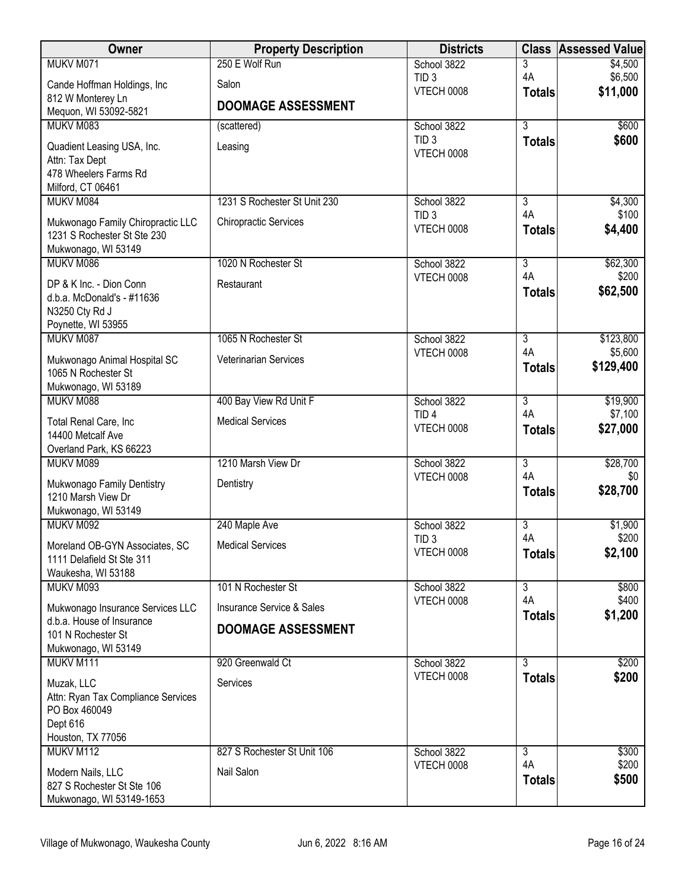| Owner | Property Description | Districts | Class | Assessed Value |
|---|---|---|---|---|
| MUKV M071<br>Cande Hoffman Holdings, Inc<br>812 W Monterey Ln<br>Mequon, WI 53092-5821 | 250 E Wolf Run<br>Salon<br>**DOOMAGE ASSESSMENT** | School 3822<br>TID 3<br>VTECH 0008 | 3<br>4A<br>**Totals** | $4,500<br>$6,500<br>**$11,000** |
| MUKV M083<br>Quadient Leasing USA, Inc.<br>Attn: Tax Dept<br>478 Wheelers Farms Rd<br>Milford, CT 06461 | (scattered)<br>Leasing | School 3822<br>TID 3<br>VTECH 0008 | 3<br>**Totals** | $600<br>**$600** |
| MUKV M084<br>Mukwonago Family Chiropractic LLC<br>1231 S Rochester St Ste 230<br>Mukwonago, WI 53149 | 1231 S Rochester St Unit 230<br>Chiropractic Services | School 3822<br>TID 3<br>VTECH 0008 | 3<br>4A<br>**Totals** | $4,300<br>$100<br>**$4,400** |
| MUKV M086<br>DP & K Inc. - Dion Conn<br>d.b.a. McDonald's - #11636<br>N3250 Cty Rd J<br>Poynette, WI 53955 | 1020 N Rochester St<br>Restaurant | School 3822<br>VTECH 0008 | 3<br>4A<br>**Totals** | $62,300<br>$200<br>**$62,500** |
| MUKV M087<br>Mukwonago Animal Hospital SC<br>1065 N Rochester St<br>Mukwonago, WI 53189 | 1065 N Rochester St<br>Veterinarian Services | School 3822<br>VTECH 0008 | 3<br>4A<br>**Totals** | $123,800<br>$5,600<br>**$129,400** |
| MUKV M088<br>Total Renal Care, Inc<br>14400 Metcalf Ave<br>Overland Park, KS 66223 | 400 Bay View Rd Unit F<br>Medical Services | School 3822<br>TID 4<br>VTECH 0008 | 3<br>4A<br>**Totals** | $19,900<br>$7,100<br>**$27,000** |
| MUKV M089<br>Mukwonago Family Dentistry<br>1210 Marsh View Dr<br>Mukwonago, WI 53149 | 1210 Marsh View Dr<br>Dentistry | School 3822<br>VTECH 0008 | 3<br>4A<br>**Totals** | $28,700<br>$0<br>**$28,700** |
| MUKV M092<br>Moreland OB-GYN Associates, SC<br>1111 Delafield St Ste 311<br>Waukesha, WI 53188 | 240 Maple Ave<br>Medical Services | School 3822<br>TID 3<br>VTECH 0008 | 3<br>4A<br>**Totals** | $1,900<br>$200<br>**$2,100** |
| MUKV M093<br>Mukwonago Insurance Services LLC<br>d.b.a. House of Insurance<br>101 N Rochester St<br>Mukwonago, WI 53149 | 101 N Rochester St<br>Insurance Service & Sales<br>**DOOMAGE ASSESSMENT** | School 3822<br>VTECH 0008 | 3<br>4A<br>**Totals** | $800<br>$400<br>**$1,200** |
| MUKV M111<br>Muzak, LLC<br>Attn: Ryan Tax Compliance Services<br>PO Box 460049<br>Dept 616<br>Houston, TX 77056 | 920 Greenwald Ct<br>Services | School 3822<br>VTECH 0008 | 3<br>**Totals** | $200<br>**$200** |
| MUKV M112<br>Modern Nails, LLC<br>827 S Rochester St Ste 106<br>Mukwonago, WI 53149-1653 | 827 S Rochester St Unit 106<br>Nail Salon | School 3822<br>VTECH 0008 | 3<br>4A<br>**Totals** | $300<br>$200<br>**$500** |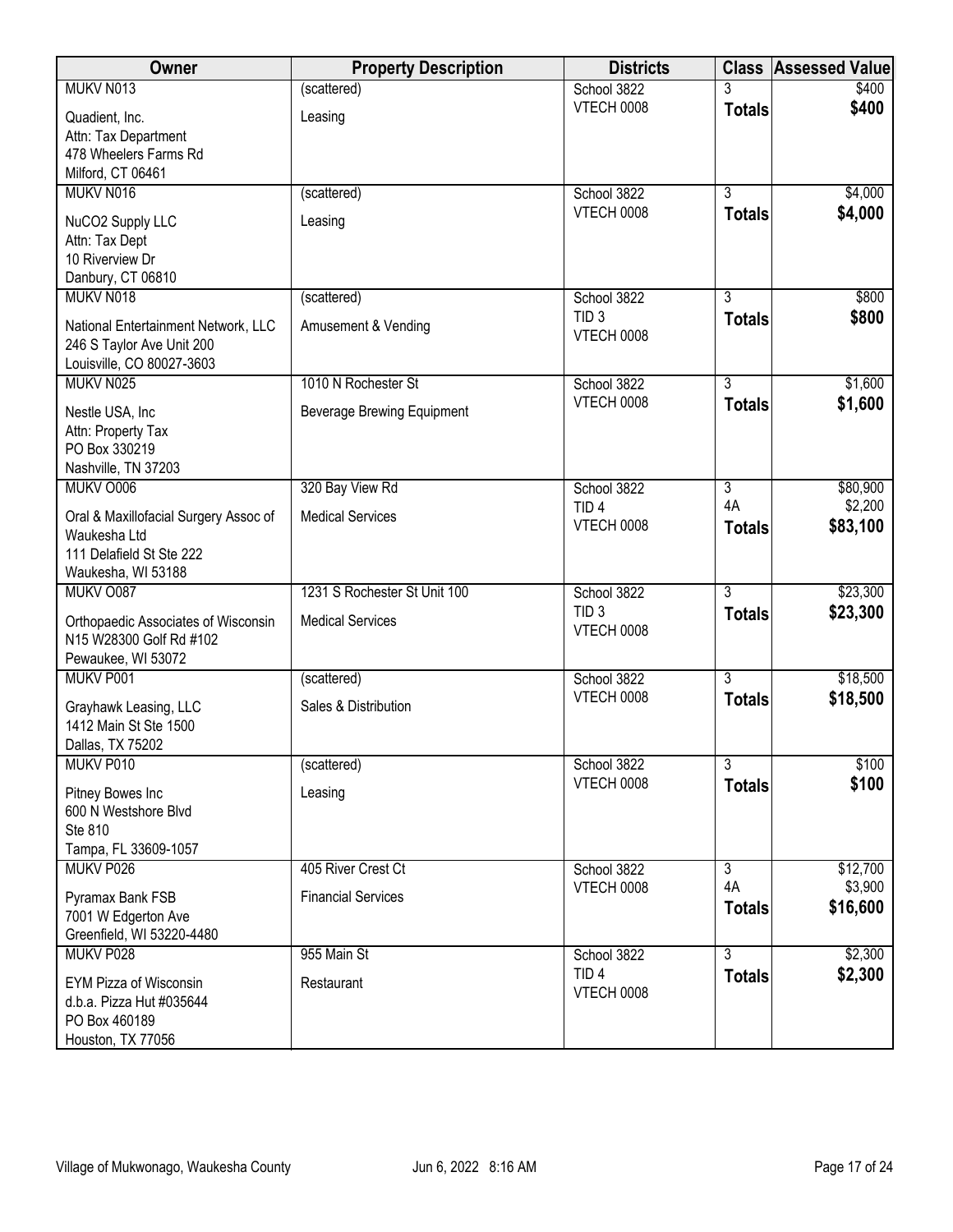| Owner | Property Description | Districts | Class | Assessed Value |
|---|---|---|---|---|
| MUKV N013<br>Quadient, Inc.<br>Attn: Tax Department<br>478 Wheelers Farms Rd<br>Milford, CT 06461 | (scattered)<br>Leasing | School 3822<br>VTECH 0008 | 3<br>**Totals** | \$400<br>**\$400** |
| MUKV N016<br>NuCO2 Supply LLC<br>Attn: Tax Dept<br>10 Riverview Dr<br>Danbury, CT 06810 | (scattered)<br>Leasing | School 3822<br>VTECH 0008 | 3<br>**Totals** | \$4,000<br>**\$4,000** |
| MUKV N018<br>National Entertainment Network, LLC<br>246 S Taylor Ave Unit 200<br>Louisville, CO 80027-3603 | (scattered)<br>Amusement & Vending | School 3822<br>TID 3<br>VTECH 0008 | 3<br>**Totals** | \$800<br>**\$800** |
| MUKV N025<br>Nestle USA, Inc<br>Attn: Property Tax<br>PO Box 330219<br>Nashville, TN 37203 | 1010 N Rochester St<br>Beverage Brewing Equipment | School 3822<br>VTECH 0008 | 3<br>**Totals** | \$1,600<br>**\$1,600** |
| MUKV O006<br>Oral & Maxillofacial Surgery Assoc of Waukesha Ltd<br>111 Delafield St Ste 222<br>Waukesha, WI 53188 | 320 Bay View Rd<br>Medical Services | School 3822<br>TID 4<br>VTECH 0008 | 3<br>4A<br>**Totals** | \$80,900<br>\$2,200<br>**\$83,100** |
| MUKV O087<br>Orthopaedic Associates of Wisconsin<br>N15 W28300 Golf Rd #102<br>Pewaukee, WI 53072 | 1231 S Rochester St Unit 100<br>Medical Services | School 3822<br>TID 3<br>VTECH 0008 | 3<br>**Totals** | \$23,300<br>**\$23,300** |
| MUKV P001<br>Grayhawk Leasing, LLC<br>1412 Main St Ste 1500<br>Dallas, TX 75202 | (scattered)<br>Sales & Distribution | School 3822<br>VTECH 0008 | 3<br>**Totals** | \$18,500<br>**\$18,500** |
| MUKV P010<br>Pitney Bowes Inc<br>600 N Westshore Blvd<br>Ste 810<br>Tampa, FL 33609-1057 | (scattered)<br>Leasing | School 3822<br>VTECH 0008 | 3<br>**Totals** | \$100<br>**\$100** |
| MUKV P026<br>Pyramax Bank FSB<br>7001 W Edgerton Ave<br>Greenfield, WI 53220-4480 | 405 River Crest Ct<br>Financial Services | School 3822<br>VTECH 0008 | 3<br>4A<br>**Totals** | \$12,700<br>\$3,900<br>**\$16,600** |
| MUKV P028<br>EYM Pizza of Wisconsin<br>d.b.a. Pizza Hut #035644<br>PO Box 460189<br>Houston, TX 77056 | 955 Main St<br>Restaurant | School 3822<br>TID 4<br>VTECH 0008 | 3<br>**Totals** | \$2,300<br>**\$2,300** |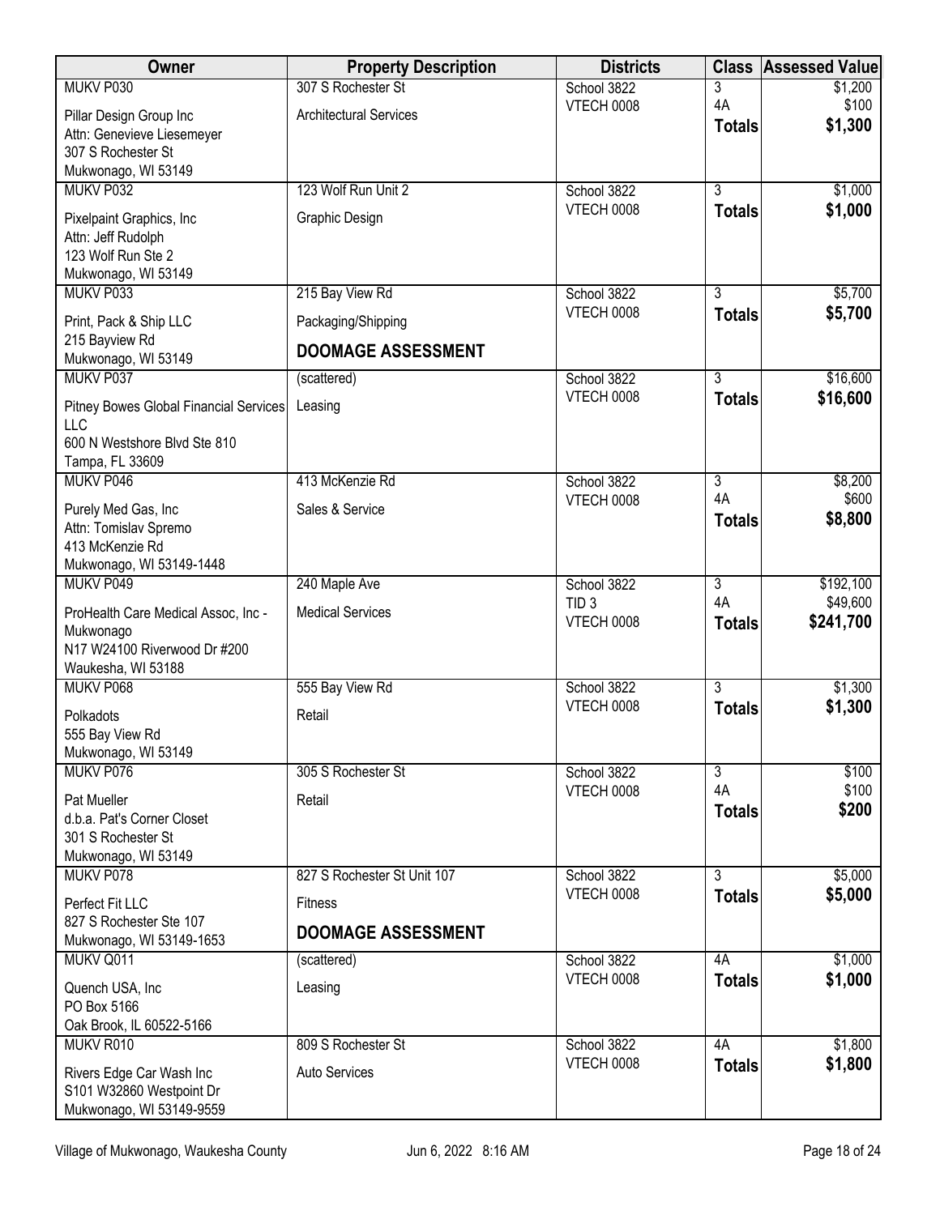| Owner | Property Description | Districts | Class | Assessed Value |
|---|---|---|---|---|
| MUKV P030<br>Pillar Design Group Inc<br>Attn: Genevieve Liesemeyer<br>307 S Rochester St<br>Mukwonago, WI 53149 | 307 S Rochester St<br>Architectural Services | School 3822<br>VTECH 0008 | 3<br>4A<br>**Totals** | $1,200<br>$100<br>**$1,300** |
| MUKV P032<br>Pixelpaint Graphics, Inc<br>Attn: Jeff Rudolph<br>123 Wolf Run Ste 2<br>Mukwonago, WI 53149 | 123 Wolf Run Unit 2<br>Graphic Design | School 3822<br>VTECH 0008 | 3<br>**Totals** | $1,000<br>**$1,000** |
| MUKV P033<br>Print, Pack & Ship LLC<br>215 Bayview Rd<br>Mukwonago, WI 53149 | 215 Bay View Rd<br>Packaging/Shipping<br>**DOOMAGE ASSESSMENT** | School 3822<br>VTECH 0008 | 3<br>**Totals** | $5,700<br>**$5,700** |
| MUKV P037<br>Pitney Bowes Global Financial Services LLC<br>600 N Westshore Blvd Ste 810<br>Tampa, FL 33609 | (scattered)<br>Leasing | School 3822<br>VTECH 0008 | 3<br>**Totals** | $16,600<br>**$16,600** |
| MUKV P046<br>Purely Med Gas, Inc<br>Attn: Tomislav Spremo<br>413 McKenzie Rd<br>Mukwonago, WI 53149-1448 | 413 McKenzie Rd<br>Sales & Service | School 3822<br>VTECH 0008 | 3<br>4A<br>**Totals** | $8,200<br>$600<br>**$8,800** |
| MUKV P049<br>ProHealth Care Medical Assoc, Inc - Mukwonago<br>N17 W24100 Riverwood Dr #200<br>Waukesha, WI 53188 | 240 Maple Ave<br>Medical Services | School 3822<br>TID 3<br>VTECH 0008 | 3<br>4A<br>**Totals** | $192,100<br>$49,600<br>**$241,700** |
| MUKV P068<br>Polkadots<br>555 Bay View Rd<br>Mukwonago, WI 53149 | 555 Bay View Rd<br>Retail | School 3822<br>VTECH 0008 | 3<br>**Totals** | $1,300<br>**$1,300** |
| MUKV P076<br>Pat Mueller<br>d.b.a. Pat's Corner Closet<br>301 S Rochester St<br>Mukwonago, WI 53149 | 305 S Rochester St<br>Retail | School 3822<br>VTECH 0008 | 3<br>4A<br>**Totals** | $100<br>$100<br>**$200** |
| MUKV P078<br>Perfect Fit LLC<br>827 S Rochester Ste 107<br>Mukwonago, WI 53149-1653 | 827 S Rochester St Unit 107<br>Fitness<br>**DOOMAGE ASSESSMENT** | School 3822<br>VTECH 0008 | 3<br>**Totals** | $5,000<br>**$5,000** |
| MUKV Q011<br>Quench USA, Inc<br>PO Box 5166<br>Oak Brook, IL 60522-5166 | (scattered)<br>Leasing | School 3822<br>VTECH 0008 | 4A<br>**Totals** | $1,000<br>**$1,000** |
| MUKV R010<br>Rivers Edge Car Wash Inc<br>S101 W32860 Westpoint Dr<br>Mukwonago, WI 53149-9559 | 809 S Rochester St<br>Auto Services | School 3822<br>VTECH 0008 | 4A<br>**Totals** | $1,800<br>**$1,800** |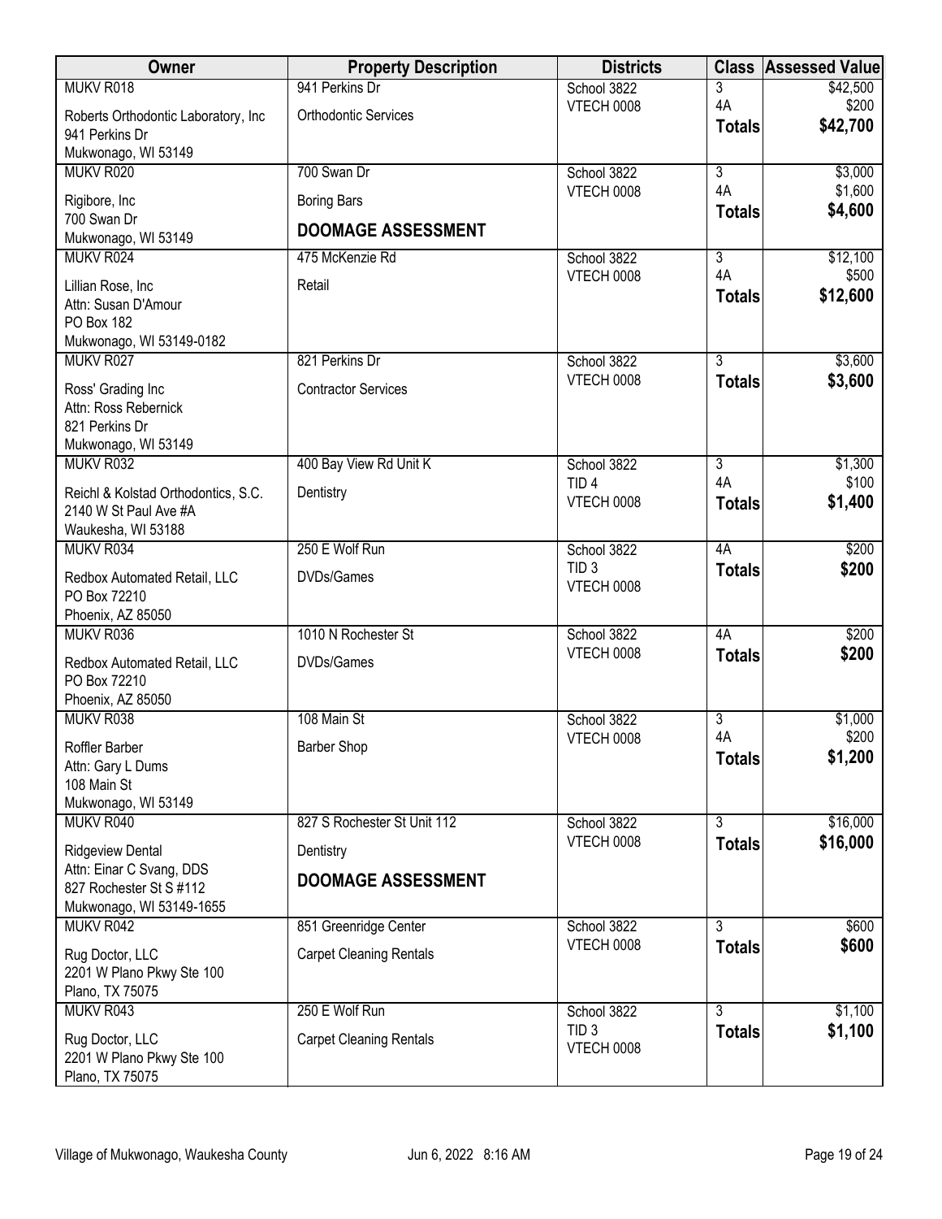| Owner | Property Description | Districts | Class | Assessed Value |
|---|---|---|---|---|
| MUKV R018<br>Roberts Orthodontic Laboratory, Inc<br>941 Perkins Dr<br>Mukwonago, WI 53149 | 941 Perkins Dr<br>Orthodontic Services | School 3822<br>VTECH 0008 | 3<br>4A<br>**Totals** | $42,500<br>$200<br>**$42,700** |
| MUKV R020<br>Rigibore, Inc<br>700 Swan Dr<br>Mukwonago, WI 53149 | 700 Swan Dr<br>Boring Bars<br>**DOOMAGE ASSESSMENT** | School 3822<br>VTECH 0008 | 3<br>4A<br>**Totals** | $3,000<br>$1,600<br>**$4,600** |
| MUKV R024<br>Lillian Rose, Inc<br>Attn: Susan D'Amour<br>PO Box 182<br>Mukwonago, WI 53149-0182 | 475 McKenzie Rd<br>Retail | School 3822<br>VTECH 0008 | 3<br>4A<br>**Totals** | $12,100<br>$500<br>**$12,600** |
| MUKV R027<br>Ross' Grading Inc<br>Attn: Ross Rebernick<br>821 Perkins Dr<br>Mukwonago, WI 53149 | 821 Perkins Dr<br>Contractor Services | School 3822<br>VTECH 0008 | 3<br>**Totals** | $3,600<br>**$3,600** |
| MUKV R032<br>Reichl & Kolstad Orthodontics, S.C.<br>2140 W St Paul Ave #A<br>Waukesha, WI 53188 | 400 Bay View Rd Unit K<br>Dentistry | School 3822<br>TID 4<br>VTECH 0008 | 3<br>4A<br>**Totals** | $1,300<br>$100<br>**$1,400** |
| MUKV R034<br>Redbox Automated Retail, LLC<br>PO Box 72210<br>Phoenix, AZ 85050 | 250 E Wolf Run<br>DVDs/Games | School 3822<br>TID 3<br>VTECH 0008 | 4A<br>**Totals** | $200<br>**$200** |
| MUKV R036<br>Redbox Automated Retail, LLC<br>PO Box 72210<br>Phoenix, AZ 85050 | 1010 N Rochester St<br>DVDs/Games | School 3822<br>VTECH 0008 | 4A<br>**Totals** | $200<br>**$200** |
| MUKV R038<br>Roffler Barber<br>Attn: Gary L Dums<br>108 Main St<br>Mukwonago, WI 53149 | 108 Main St<br>Barber Shop | School 3822<br>VTECH 0008 | 3<br>4A<br>**Totals** | $1,000<br>$200<br>**$1,200** |
| MUKV R040<br>Ridgeview Dental<br>Attn: Einar C Svang, DDS<br>827 Rochester St S #112<br>Mukwonago, WI 53149-1655 | 827 S Rochester St Unit 112<br>Dentistry<br>**DOOMAGE ASSESSMENT** | School 3822<br>VTECH 0008 | 3<br>**Totals** | $16,000<br>**$16,000** |
| MUKV R042<br>Rug Doctor, LLC<br>2201 W Plano Pkwy Ste 100<br>Plano, TX 75075 | 851 Greenridge Center<br>Carpet Cleaning Rentals | School 3822<br>VTECH 0008 | 3<br>**Totals** | $600<br>**$600** |
| MUKV R043<br>Rug Doctor, LLC<br>2201 W Plano Pkwy Ste 100<br>Plano, TX 75075 | 250 E Wolf Run<br>Carpet Cleaning Rentals | School 3822<br>TID 3<br>VTECH 0008 | 3<br>**Totals** | $1,100<br>**$1,100** |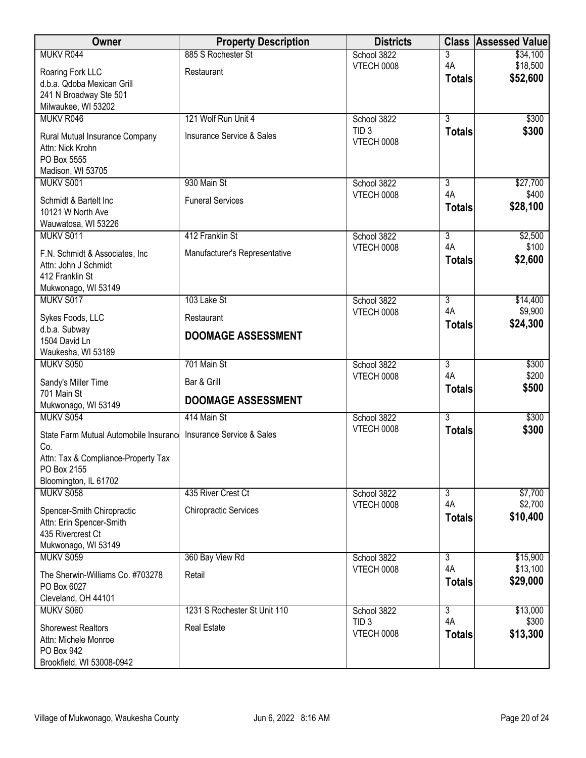| Owner | Property Description | Districts | Class | Assessed Value |
|---|---|---|---|---|
| MUKV R044<br>Roaring Fork LLC<br>d.b.a. Qdoba Mexican Grill<br>241 N Broadway Ste 501<br>Milwaukee, WI 53202 | 885 S Rochester St<br>Restaurant | School 3822<br>VTECH 0008 | 3<br>4A<br>**Totals** | $34,100<br>$18,500<br>**$52,600** |
| MUKV R046<br>Rural Mutual Insurance Company<br>Attn: Nick Krohn<br>PO Box 5555<br>Madison, WI 53705 | 121 Wolf Run Unit 4<br>Insurance Service & Sales | School 3822<br>TID 3<br>VTECH 0008 | 3<br>**Totals** | $300<br>**$300** |
| MUKV S001<br>Schmidt & Bartelt Inc<br>10121 W North Ave<br>Wauwatosa, WI 53226 | 930 Main St<br>Funeral Services | School 3822<br>VTECH 0008 | 3<br>4A<br>**Totals** | $27,700<br>$400<br>**$28,100** |
| MUKV S011<br>F.N. Schmidt & Associates, Inc<br>Attn: John J Schmidt<br>412 Franklin St<br>Mukwonago, WI 53149 | 412 Franklin St<br>Manufacturer's Representative | School 3822<br>VTECH 0008 | 3<br>4A<br>**Totals** | $2,500<br>$100<br>**$2,600** |
| MUKV S017<br>Sykes Foods, LLC<br>d.b.a. Subway<br>1504 David Ln<br>Waukesha, WI 53189 | 103 Lake St<br>Restaurant<br>**DOOMAGE ASSESSMENT** | School 3822<br>VTECH 0008 | 3<br>4A<br>**Totals** | $14,400<br>$9,900<br>**$24,300** |
| MUKV S050<br>Sandy's Miller Time<br>701 Main St<br>Mukwonago, WI 53149 | 701 Main St<br>Bar & Grill<br>**DOOMAGE ASSESSMENT** | School 3822<br>VTECH 0008 | 3<br>4A<br>**Totals** | $300<br>$200<br>**$500** |
| MUKV S054<br>State Farm Mutual Automobile Insurance Co.<br>Attn: Tax & Compliance-Property Tax<br>PO Box 2155<br>Bloomington, IL 61702 | 414 Main St<br>Insurance Service & Sales | School 3822<br>VTECH 0008 | 3<br>**Totals** | $300<br>**$300** |
| MUKV S058<br>Spencer-Smith Chiropractic<br>Attn: Erin Spencer-Smith<br>435 Rivercrest Ct<br>Mukwonago, WI 53149 | 435 River Crest Ct<br>Chiropractic Services | School 3822<br>VTECH 0008 | 3<br>4A<br>**Totals** | $7,700<br>$2,700<br>**$10,400** |
| MUKV S059<br>The Sherwin-Williams Co. #703278<br>PO Box 6027<br>Cleveland, OH 44101 | 360 Bay View Rd<br>Retail | School 3822<br>VTECH 0008 | 3<br>4A<br>**Totals** | $15,900<br>$13,100<br>**$29,000** |
| MUKV S060<br>Shorewest Realtors<br>Attn: Michele Monroe<br>PO Box 942<br>Brookfield, WI 53008-0942 | 1231 S Rochester St Unit 110<br>Real Estate | School 3822<br>TID 3<br>VTECH 0008 | 3<br>4A<br>**Totals** | $13,000<br>$300<br>**$13,300** |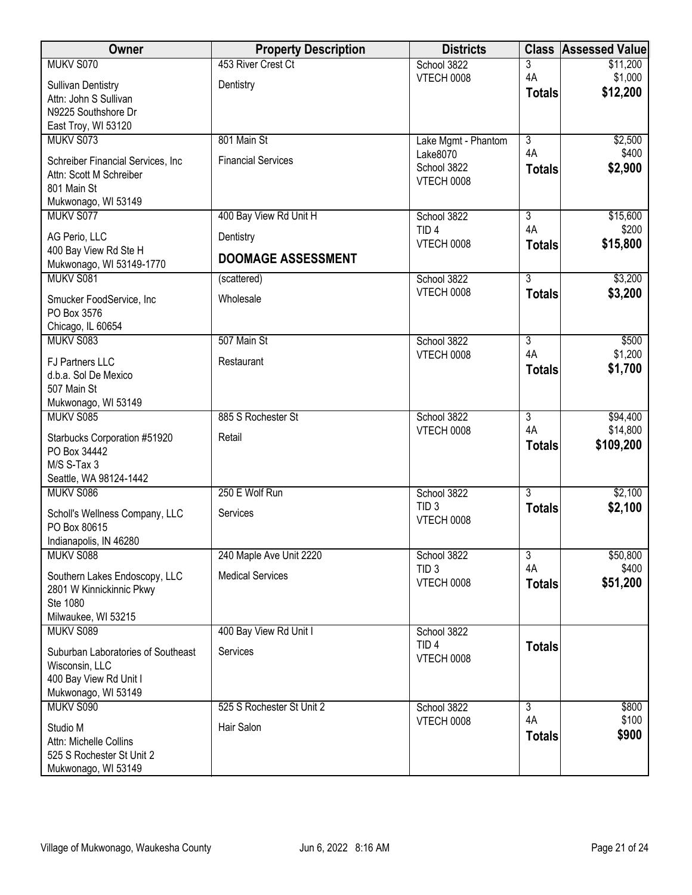| Owner | Property Description | Districts | Class | Assessed Value |
|---|---|---|---|---|
| MUKV S070<br>Sullivan Dentistry<br>Attn: John S Sullivan<br>N9225 Southshore Dr<br>East Troy, WI 53120 | 453 River Crest Ct<br>Dentistry | School 3822<br>VTECH 0008 | 3<br>4A<br>**Totals** | \$11,200<br>\$1,000<br>**\$12,200** |
| MUKV S073<br>Schreiber Financial Services, Inc<br>Attn: Scott M Schreiber<br>801 Main St<br>Mukwonago, WI 53149 | 801 Main St<br>Financial Services | Lake Mgmt - Phantom Lake8070<br>School 3822<br>VTECH 0008 | 3<br>4A<br>**Totals** | \$2,500<br>\$400<br>**\$2,900** |
| MUKV S077<br>AG Perio, LLC<br>400 Bay View Rd Ste H<br>Mukwonago, WI 53149-1770 | 400 Bay View Rd Unit H<br>Dentistry<br>**DOOMAGE ASSESSMENT** | School 3822<br>TID 4<br>VTECH 0008 | 3<br>4A<br>**Totals** | \$15,600<br>\$200<br>**\$15,800** |
| MUKV S081<br>Smucker FoodService, Inc<br>PO Box 3576<br>Chicago, IL 60654 | (scattered)<br>Wholesale | School 3822<br>VTECH 0008 | 3<br>**Totals** | \$3,200<br>**\$3,200** |
| MUKV S083<br>FJ Partners LLC<br>d.b.a. Sol De Mexico<br>507 Main St<br>Mukwonago, WI 53149 | 507 Main St<br>Restaurant | School 3822<br>VTECH 0008 | 3<br>4A<br>**Totals** | \$500<br>\$1,200<br>**\$1,700** |
| MUKV S085<br>Starbucks Corporation #51920<br>PO Box 34442<br>M/S S-Tax 3<br>Seattle, WA 98124-1442 | 885 S Rochester St<br>Retail | School 3822<br>VTECH 0008 | 3<br>4A<br>**Totals** | \$94,400<br>\$14,800<br>**\$109,200** |
| MUKV S086<br>Scholl's Wellness Company, LLC<br>PO Box 80615<br>Indianapolis, IN 46280 | 250 E Wolf Run<br>Services | School 3822<br>TID 3<br>VTECH 0008 | 3<br>**Totals** | \$2,100<br>**\$2,100** |
| MUKV S088<br>Southern Lakes Endoscopy, LLC<br>2801 W Kinnickinnic Pkwy<br>Ste 1080<br>Milwaukee, WI 53215 | 240 Maple Ave Unit 2220<br>Medical Services | School 3822<br>TID 3<br>VTECH 0008 | 3<br>4A<br>**Totals** | \$50,800<br>\$400<br>**\$51,200** |
| MUKV S089<br>Suburban Laboratories of Southeast Wisconsin, LLC<br>400 Bay View Rd Unit I<br>Mukwonago, WI 53149 | 400 Bay View Rd Unit I<br>Services | School 3822<br>TID 4<br>VTECH 0008 | **Totals** | |
| MUKV S090<br>Studio M<br>Attn: Michelle Collins<br>525 S Rochester St Unit 2<br>Mukwonago, WI 53149 | 525 S Rochester St Unit 2<br>Hair Salon | School 3822<br>VTECH 0008 | 3<br>4A<br>**Totals** | \$800<br>\$100<br>**\$900** |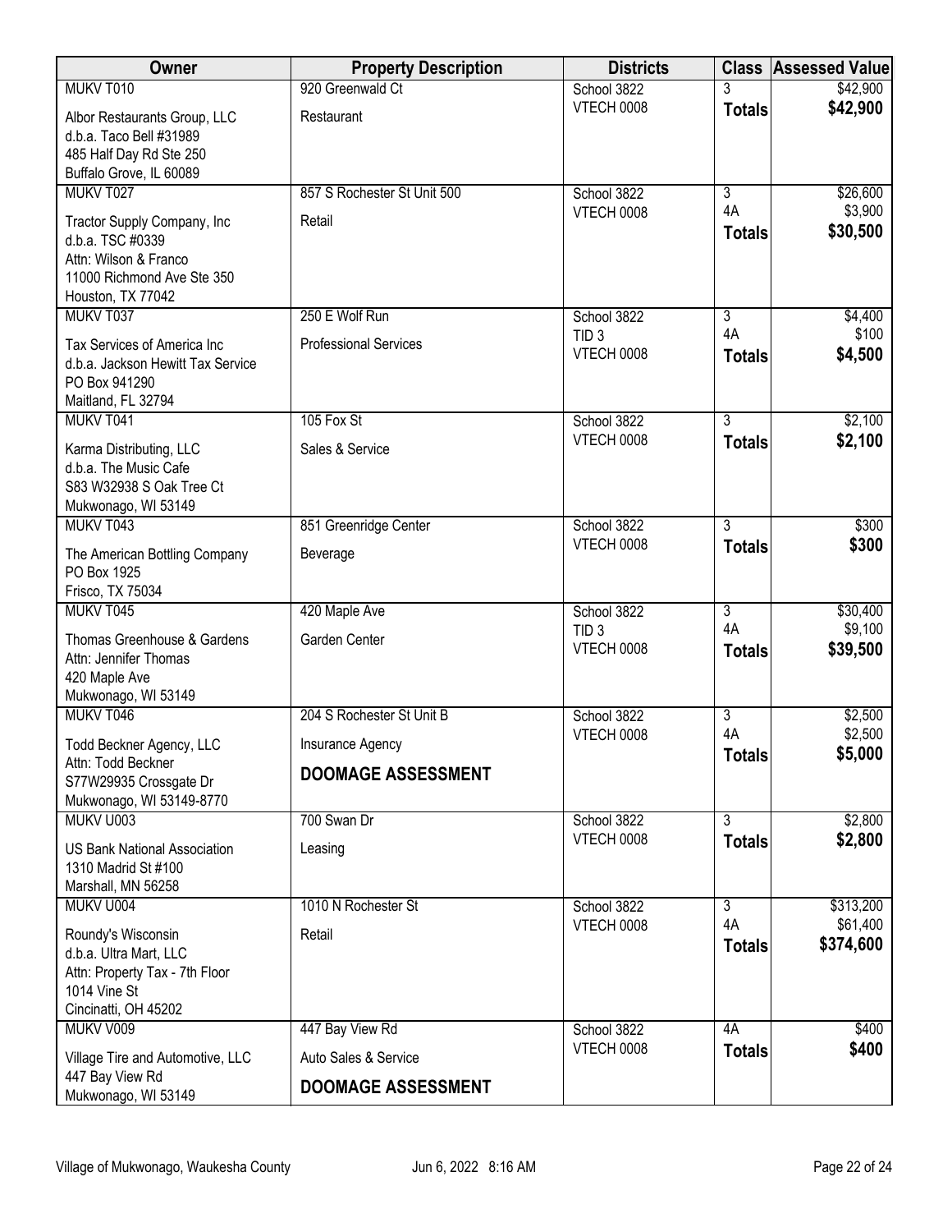| Owner | Property Description | Districts | Class | Assessed Value |
|---|---|---|---|---|
| MUKV T010<br>Albor Restaurants Group, LLC<br>d.b.a. Taco Bell #31989<br>485 Half Day Rd Ste 250<br>Buffalo Grove, IL 60089 | 920 Greenwald Ct<br>Restaurant | School 3822<br>VTECH 0008 | 3<br>**Totals** | $42,900<br>**$42,900** |
| MUKV T027<br>Tractor Supply Company, Inc<br>d.b.a. TSC #0339<br>Attn: Wilson & Franco<br>11000 Richmond Ave Ste 350<br>Houston, TX 77042 | 857 S Rochester St Unit 500<br>Retail | School 3822<br>VTECH 0008 | 3<br>4A<br>**Totals** | $26,600<br>$3,900<br>**$30,500** |
| MUKV T037<br>Tax Services of America Inc<br>d.b.a. Jackson Hewitt Tax Service<br>PO Box 941290<br>Maitland, FL 32794 | 250 E Wolf Run<br>Professional Services | School 3822<br>TID 3<br>VTECH 0008 | 3<br>4A<br>**Totals** | $4,400<br>$100<br>**$4,500** |
| MUKV T041<br>Karma Distributing, LLC<br>d.b.a. The Music Cafe<br>S83 W32938 S Oak Tree Ct<br>Mukwonago, WI 53149 | 105 Fox St<br>Sales & Service | School 3822<br>VTECH 0008 | 3<br>**Totals** | $2,100<br>**$2,100** |
| MUKV T043<br>The American Bottling Company<br>PO Box 1925<br>Frisco, TX 75034 | 851 Greenridge Center<br>Beverage | School 3822<br>VTECH 0008 | 3<br>**Totals** | $300<br>**$300** |
| MUKV T045<br>Thomas Greenhouse & Gardens<br>Attn: Jennifer Thomas<br>420 Maple Ave<br>Mukwonago, WI 53149 | 420 Maple Ave<br>Garden Center | School 3822<br>TID 3<br>VTECH 0008 | 3<br>4A<br>**Totals** | $30,400<br>$9,100<br>**$39,500** |
| MUKV T046<br>Todd Beckner Agency, LLC<br>Attn: Todd Beckner<br>S77W29935 Crossgate Dr<br>Mukwonago, WI 53149-8770 | 204 S Rochester St Unit B<br>Insurance Agency<br>**DOOMAGE ASSESSMENT** | School 3822<br>VTECH 0008 | 3<br>4A<br>**Totals** | $2,500<br>$2,500<br>**$5,000** |
| MUKV U003<br>US Bank National Association<br>1310 Madrid St #100<br>Marshall, MN 56258 | 700 Swan Dr<br>Leasing | School 3822<br>VTECH 0008 | 3<br>**Totals** | $2,800<br>**$2,800** |
| MUKV U004<br>Roundy's Wisconsin<br>d.b.a. Ultra Mart, LLC<br>Attn: Property Tax - 7th Floor<br>1014 Vine St<br>Cincinatti, OH 45202 | 1010 N Rochester St<br>Retail | School 3822<br>VTECH 0008 | 3<br>4A<br>**Totals** | $313,200<br>$61,400<br>**$374,600** |
| MUKV V009<br>Village Tire and Automotive, LLC<br>447 Bay View Rd<br>Mukwonago, WI 53149 | 447 Bay View Rd<br>Auto Sales & Service<br>**DOOMAGE ASSESSMENT** | School 3822<br>VTECH 0008 | 4A<br>**Totals** | $400<br>**$400** |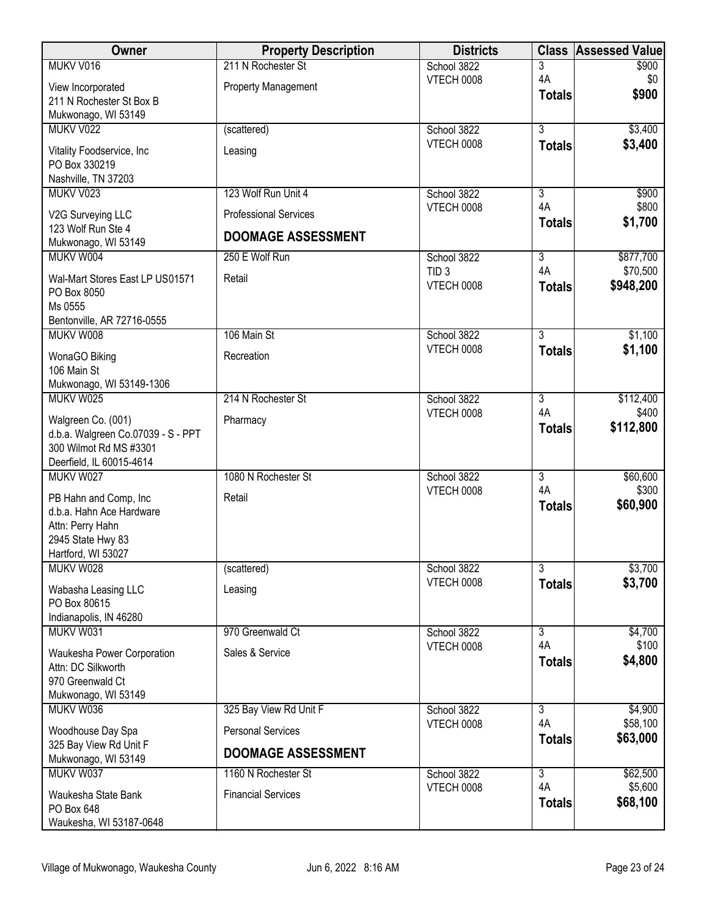| Owner | Property Description | Districts | Class | Assessed Value |
|---|---|---|---|---|
| MUKV V016<br>View Incorporated<br>211 N Rochester St Box B<br>Mukwonago, WI 53149 | 211 N Rochester St<br>Property Management | School 3822<br>VTECH 0008 | 3<br>4A<br>**Totals** | $900<br>$0<br>**$900** |
| MUKV V022<br>Vitality Foodservice, Inc<br>PO Box 330219<br>Nashville, TN 37203 | (scattered)<br>Leasing | School 3822<br>VTECH 0008 | 3<br>**Totals** | $3,400<br>**$3,400** |
| MUKV V023<br>V2G Surveying LLC<br>123 Wolf Run Ste 4<br>Mukwonago, WI 53149 | 123 Wolf Run Unit 4<br>Professional Services<br>**DOOMAGE ASSESSMENT** | School 3822<br>VTECH 0008 | 3<br>4A<br>**Totals** | $900<br>$800<br>**$1,700** |
| MUKV W004<br>Wal-Mart Stores East LP US01571<br>PO Box 8050<br>Ms 0555<br>Bentonville, AR 72716-0555 | 250 E Wolf Run<br>Retail | School 3822<br>TID 3<br>VTECH 0008 | 3<br>4A<br>**Totals** | $877,700<br>$70,500<br>**$948,200** |
| MUKV W008<br>WonaGO Biking<br>106 Main St<br>Mukwonago, WI 53149-1306 | 106 Main St<br>Recreation | School 3822<br>VTECH 0008 | 3<br>**Totals** | $1,100<br>**$1,100** |
| MUKV W025<br>Walgreen Co. (001)<br>d.b.a. Walgreen Co.07039 - S - PPT<br>300 Wilmot Rd MS #3301<br>Deerfield, IL 60015-4614 | 214 N Rochester St<br>Pharmacy | School 3822<br>VTECH 0008 | 3<br>4A<br>**Totals** | $112,400<br>$400<br>**$112,800** |
| MUKV W027<br>PB Hahn and Comp, Inc<br>d.b.a. Hahn Ace Hardware<br>Attn: Perry Hahn<br>2945 State Hwy 83<br>Hartford, WI 53027 | 1080 N Rochester St<br>Retail | School 3822<br>VTECH 0008 | 3<br>4A<br>**Totals** | $60,600<br>$300<br>**$60,900** |
| MUKV W028<br>Wabasha Leasing LLC<br>PO Box 80615<br>Indianapolis, IN 46280 | (scattered)<br>Leasing | School 3822<br>VTECH 0008 | 3<br>**Totals** | $3,700<br>**$3,700** |
| MUKV W031<br>Waukesha Power Corporation<br>Attn: DC Silkworth<br>970 Greenwald Ct<br>Mukwonago, WI 53149 | 970 Greenwald Ct<br>Sales & Service | School 3822<br>VTECH 0008 | 3<br>4A<br>**Totals** | $4,700<br>$100<br>**$4,800** |
| MUKV W036<br>Woodhouse Day Spa<br>325 Bay View Rd Unit F<br>Mukwonago, WI 53149 | 325 Bay View Rd Unit F<br>Personal Services<br>**DOOMAGE ASSESSMENT** | School 3822<br>VTECH 0008 | 3<br>4A<br>**Totals** | $4,900<br>$58,100<br>**$63,000** |
| MUKV W037<br>Waukesha State Bank<br>PO Box 648<br>Waukesha, WI 53187-0648 | 1160 N Rochester St<br>Financial Services | School 3822<br>VTECH 0008 | 3<br>4A<br>**Totals** | $62,500<br>$5,600<br>**$68,100** |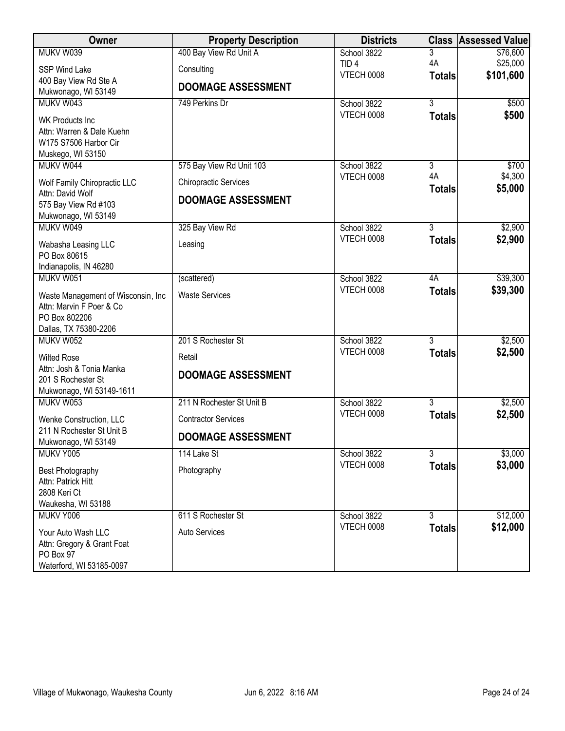| Owner | Property Description | Districts | Class | Assessed Value |
|---|---|---|---|---|
| MUKV W039<br>SSP Wind Lake<br>400 Bay View Rd Ste A<br>Mukwonago, WI 53149 | 400 Bay View Rd Unit A<br>Consulting<br>**DOOMAGE ASSESSMENT** | School 3822<br>TID 4<br>VTECH 0008 | 3<br>4A<br>**Totals** | $76,600<br>$25,000<br>**$101,600** |
| MUKV W043<br>WK Products Inc<br>Attn: Warren & Dale Kuehn<br>W175 S7506 Harbor Cir<br>Muskego, WI 53150 | 749 Perkins Dr | School 3822<br>VTECH 0008 | 3<br>**Totals** | $500<br>**$500** |
| MUKV W044<br>Wolf Family Chiropractic LLC<br>Attn: David Wolf<br>575 Bay View Rd #103<br>Mukwonago, WI 53149 | 575 Bay View Rd Unit 103<br>Chiropractic Services<br>**DOOMAGE ASSESSMENT** | School 3822<br>VTECH 0008 | 3<br>4A<br>**Totals** | $700<br>$4,300<br>**$5,000** |
| MUKV W049<br>Wabasha Leasing LLC<br>PO Box 80615<br>Indianapolis, IN 46280 | 325 Bay View Rd<br>Leasing | School 3822<br>VTECH 0008 | 3<br>**Totals** | $2,900<br>**$2,900** |
| MUKV W051<br>Waste Management of Wisconsin, Inc<br>Attn: Marvin F Poer & Co<br>PO Box 802206<br>Dallas, TX 75380-2206 | (scattered)<br>Waste Services | School 3822<br>VTECH 0008 | 4A<br>**Totals** | $39,300<br>**$39,300** |
| MUKV W052<br>Wilted Rose<br>Attn: Josh & Tonia Manka<br>201 S Rochester St<br>Mukwonago, WI 53149-1611 | 201 S Rochester St<br>Retail<br>**DOOMAGE ASSESSMENT** | School 3822<br>VTECH 0008 | 3<br>**Totals** | $2,500<br>**$2,500** |
| MUKV W053<br>Wenke Construction, LLC<br>211 N Rochester St Unit B<br>Mukwonago, WI 53149 | 211 N Rochester St Unit B<br>Contractor Services<br>**DOOMAGE ASSESSMENT** | School 3822<br>VTECH 0008 | 3<br>**Totals** | $2,500<br>**$2,500** |
| MUKV Y005<br>Best Photography<br>Attn: Patrick Hitt<br>2808 Keri Ct<br>Waukesha, WI 53188 | 114 Lake St<br>Photography | School 3822<br>VTECH 0008 | 3<br>**Totals** | $3,000<br>**$3,000** |
| MUKV Y006<br>Your Auto Wash LLC<br>Attn: Gregory & Grant Foat<br>PO Box 97<br>Waterford, WI 53185-0097 | 611 S Rochester St<br>Auto Services | School 3822<br>VTECH 0008 | 3<br>**Totals** | $12,000<br>**$12,000** |